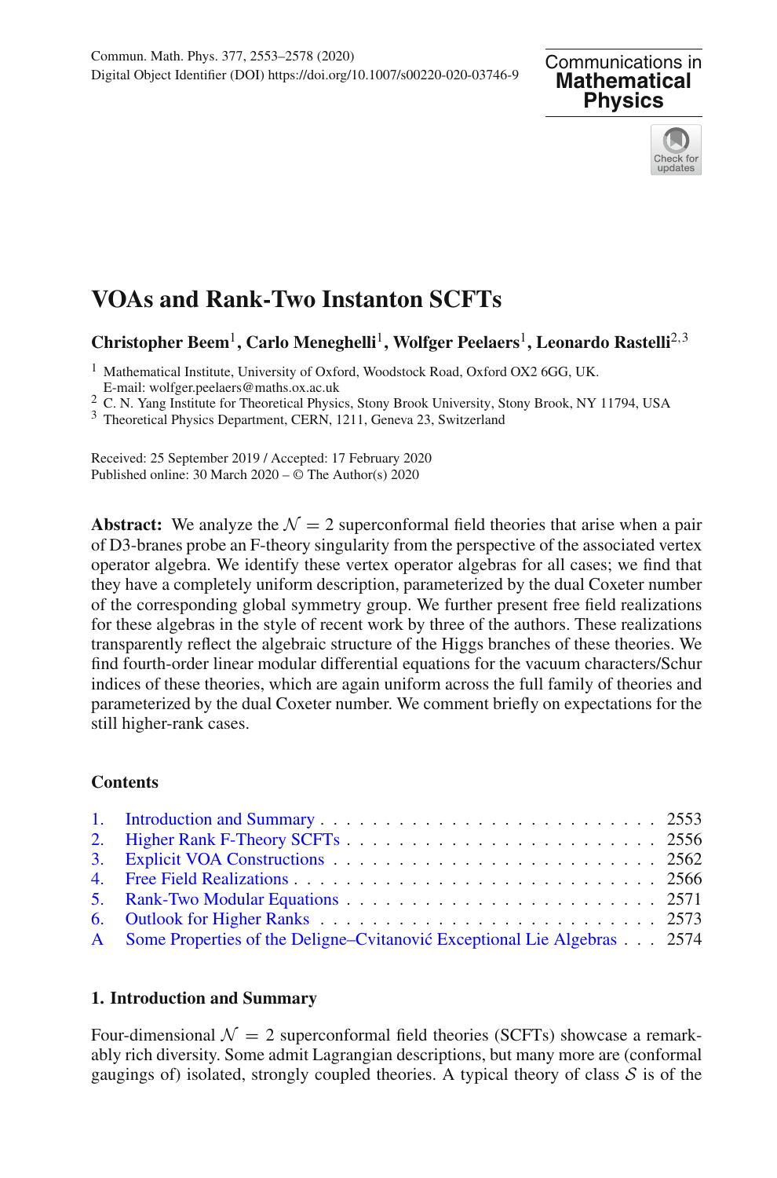# VOAs and Rank-Two Instanton SCFTs

**Christopher Beem**[1], **Carlo Meneghelli**[1], **Wolfger Peelaers**[1], **Leonardo Rastelli**[2,3]

[1] Mathematical Institute, University of Oxford, Woodstock Road, Oxford OX2 6GG, UK.
E-mail: wolfger.peelaers@maths.ox.ac.uk
[2] C. N. Yang Institute for Theoretical Physics, Stony Brook University, Stony Brook, NY 11794, USA
[3] Theoretical Physics Department, CERN, 1211, Geneva 23, Switzerland

Received: 25 September 2019 / Accepted: 17 February 2020
Published online: 30 March 2020 – © The Author(s) 2020

**Abstract:** We analyze the $\mathcal{N} = 2$ superconformal field theories that arise when a pair of D3-branes probe an F-theory singularity from the perspective of the associated vertex operator algebra. We identify these vertex operator algebras for all cases; we find that they have a completely uniform description, parameterized by the dual Coxeter number of the corresponding global symmetry group. We further present free field realizations for these algebras in the style of recent work by three of the authors. These realizations transparently reflect the algebraic structure of the Higgs branches of these theories. We find fourth-order linear modular differential equations for the vacuum characters/Schur indices of these theories, which are again uniform across the full family of theories and parameterized by the dual Coxeter number. We comment briefly on expectations for the still higher-rank cases.

## Contents

1. Introduction and Summary . . . 2553
2. Higher Rank F-Theory SCFTs . . . 2556
3. Explicit VOA Constructions . . . 2562
4. Free Field Realizations . . . 2566
5. Rank-Two Modular Equations . . . 2571
6. Outlook for Higher Ranks . . . 2573

A Some Properties of the Deligne–Cvitanović Exceptional Lie Algebras . . . 2574

## 1. Introduction and Summary

Four-dimensional $\mathcal{N} = 2$ superconformal field theories (SCFTs) showcase a remarkably rich diversity. Some admit Lagrangian descriptions, but many more are (conformal gaugings of) isolated, strongly coupled theories. A typical theory of class $\mathcal{S}$ is of the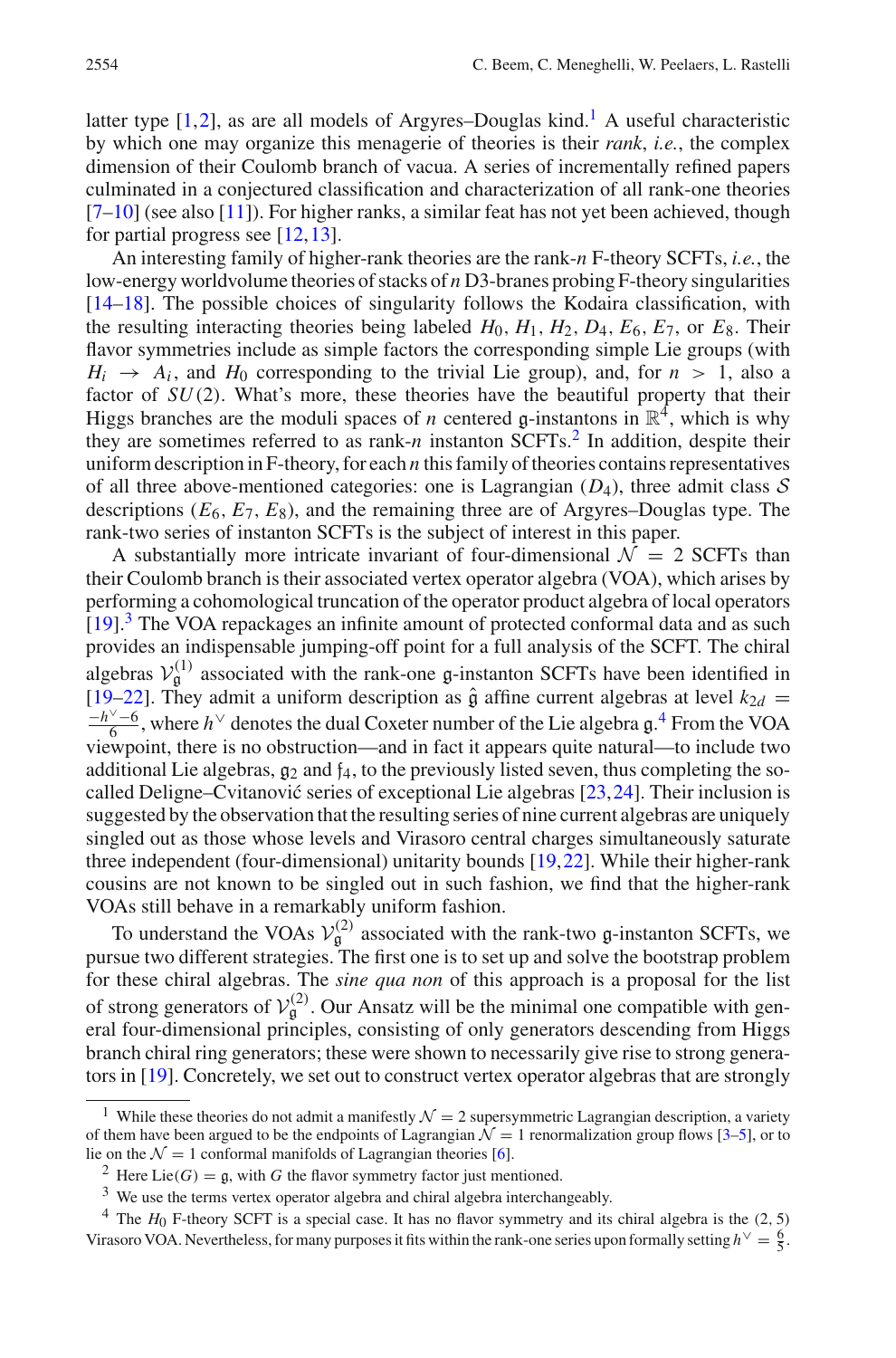latter type [1,2], as are all models of Argyres–Douglas kind.[1] A useful characteristic by which one may organize this menagerie of theories is their *rank*, *i.e.*, the complex dimension of their Coulomb branch of vacua. A series of incrementally refined papers culminated in a conjectured classification and characterization of all rank-one theories [7–10] (see also [11]). For higher ranks, a similar feat has not yet been achieved, though for partial progress see [12,13].

An interesting family of higher-rank theories are the rank-$n$ F-theory SCFTs, *i.e.*, the low-energy worldvolume theories of stacks of $n$ D3-branes probing F-theory singularities [14–18]. The possible choices of singularity follows the Kodaira classification, with the resulting interacting theories being labeled $H_0$, $H_1$, $H_2$, $D_4$, $E_6$, $E_7$, or $E_8$. Their flavor symmetries include as simple factors the corresponding simple Lie groups (with $H_i \to A_i$, and $H_0$ corresponding to the trivial Lie group), and, for $n > 1$, also a factor of $SU(2)$. What's more, these theories have the beautiful property that their Higgs branches are the moduli spaces of $n$ centered $\mathfrak{g}$-instantons in $\mathbb{R}^4$, which is why they are sometimes referred to as rank-$n$ instanton SCFTs.[2] In addition, despite their uniform description in F-theory, for each $n$ this family of theories contains representatives of all three above-mentioned categories: one is Lagrangian ($D_4$), three admit class $\mathcal{S}$ descriptions ($E_6$, $E_7$, $E_8$), and the remaining three are of Argyres–Douglas type. The rank-two series of instanton SCFTs is the subject of interest in this paper.

A substantially more intricate invariant of four-dimensional $\mathcal{N} = 2$ SCFTs than their Coulomb branch is their associated vertex operator algebra (VOA), which arises by performing a cohomological truncation of the operator product algebra of local operators [19].[3] The VOA repackages an infinite amount of protected conformal data and as such provides an indispensable jumping-off point for a full analysis of the SCFT. The chiral algebras $\mathcal{V}_{\mathfrak{g}}^{(1)}$ associated with the rank-one $\mathfrak{g}$-instanton SCFTs have been identified in [19–22]. They admit a uniform description as $\hat{\mathfrak{g}}$ affine current algebras at level $k_{2d} = \frac{-h^\vee - 6}{6}$, where $h^\vee$ denotes the dual Coxeter number of the Lie algebra $\mathfrak{g}$.[4] From the VOA viewpoint, there is no obstruction—and in fact it appears quite natural—to include two additional Lie algebras, $\mathfrak{g}_2$ and $\mathfrak{f}_4$, to the previously listed seven, thus completing the so-called Deligne–Cvitanović series of exceptional Lie algebras [23,24]. Their inclusion is suggested by the observation that the resulting series of nine current algebras are uniquely singled out as those whose levels and Virasoro central charges simultaneously saturate three independent (four-dimensional) unitarity bounds [19,22]. While their higher-rank cousins are not known to be singled out in such fashion, we find that the higher-rank VOAs still behave in a remarkably uniform fashion.

To understand the VOAs $\mathcal{V}_{\mathfrak{g}}^{(2)}$ associated with the rank-two $\mathfrak{g}$-instanton SCFTs, we pursue two different strategies. The first one is to set up and solve the bootstrap problem for these chiral algebras. The *sine qua non* of this approach is a proposal for the list of strong generators of $\mathcal{V}_{\mathfrak{g}}^{(2)}$. Our Ansatz will be the minimal one compatible with general four-dimensional principles, consisting of only generators descending from Higgs branch chiral ring generators; these were shown to necessarily give rise to strong generators in [19]. Concretely, we set out to construct vertex operator algebras that are strongly

[1] While these theories do not admit a manifestly $\mathcal{N} = 2$ supersymmetric Lagrangian description, a variety of them have been argued to be the endpoints of Lagrangian $\mathcal{N} = 1$ renormalization group flows [3–5], or to lie on the $\mathcal{N} = 1$ conformal manifolds of Lagrangian theories [6].

[2] Here $\text{Lie}(G) = \mathfrak{g}$, with $G$ the flavor symmetry factor just mentioned.

[3] We use the terms vertex operator algebra and chiral algebra interchangeably.

[4] The $H_0$ F-theory SCFT is a special case. It has no flavor symmetry and its chiral algebra is the $(2, 5)$ Virasoro VOA. Nevertheless, for many purposes it fits within the rank-one series upon formally setting $h^\vee = \frac{6}{5}$.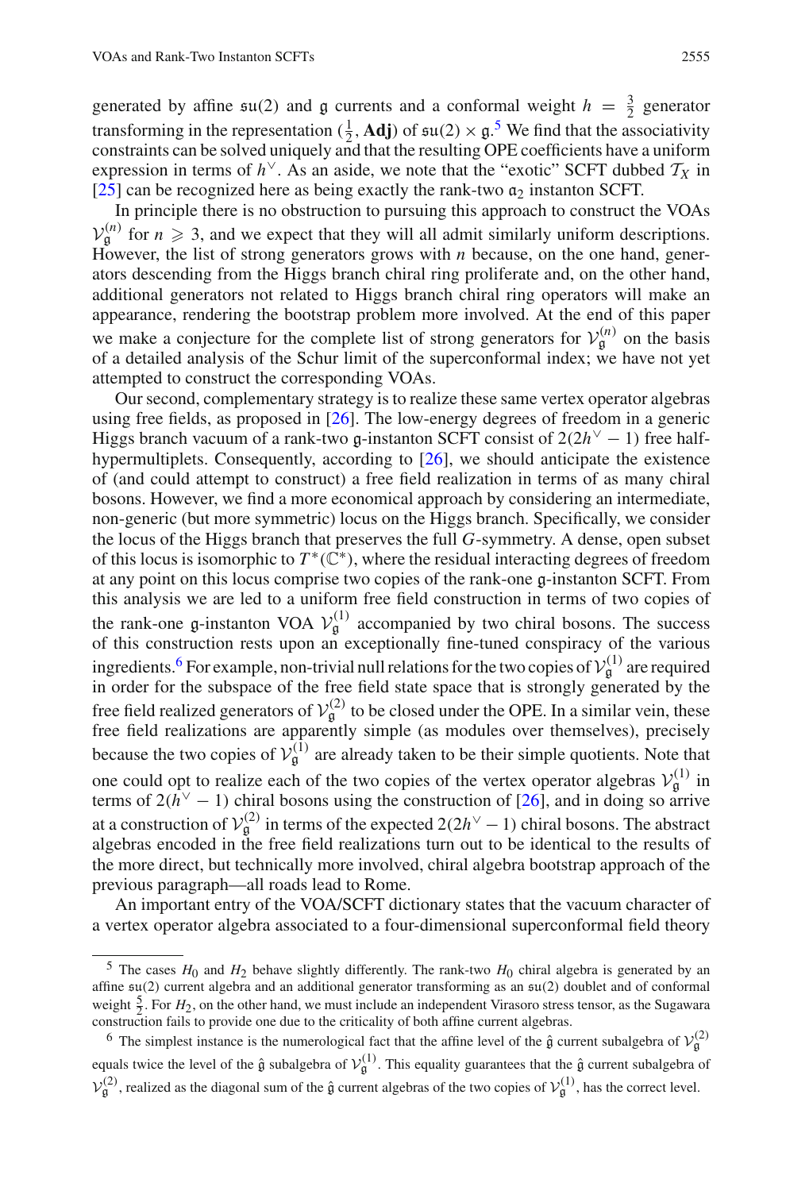generated by affine $\mathfrak{su}(2)$ and $\mathfrak{g}$ currents and a conformal weight $h = \frac{3}{2}$ generator transforming in the representation $(\frac{1}{2}, \mathbf{Adj})$ of $\mathfrak{su}(2) \times \mathfrak{g}$.[5] We find that the associativity constraints can be solved uniquely and that the resulting OPE coefficients have a uniform expression in terms of $h^\vee$. As an aside, we note that the "exotic" SCFT dubbed $\mathcal{T}_X$ in [25] can be recognized here as being exactly the rank-two $\mathfrak{a}_2$ instanton SCFT.

In principle there is no obstruction to pursuing this approach to construct the VOAs $\mathcal{V}_\mathfrak{g}^{(n)}$ for $n \geqslant 3$, and we expect that they will all admit similarly uniform descriptions. However, the list of strong generators grows with $n$ because, on the one hand, generators descending from the Higgs branch chiral ring proliferate and, on the other hand, additional generators not related to Higgs branch chiral ring operators will make an appearance, rendering the bootstrap problem more involved. At the end of this paper we make a conjecture for the complete list of strong generators for $\mathcal{V}_\mathfrak{g}^{(n)}$ on the basis of a detailed analysis of the Schur limit of the superconformal index; we have not yet attempted to construct the corresponding VOAs.

Our second, complementary strategy is to realize these same vertex operator algebras using free fields, as proposed in [26]. The low-energy degrees of freedom in a generic Higgs branch vacuum of a rank-two $\mathfrak{g}$-instanton SCFT consist of $2(2h^\vee - 1)$ free half-hypermultiplets. Consequently, according to [26], we should anticipate the existence of (and could attempt to construct) a free field realization in terms of as many chiral bosons. However, we find a more economical approach by considering an intermediate, non-generic (but more symmetric) locus on the Higgs branch. Specifically, we consider the locus of the Higgs branch that preserves the full $G$-symmetry. A dense, open subset of this locus is isomorphic to $T^*(\mathbb{C}^*)$, where the residual interacting degrees of freedom at any point on this locus comprise two copies of the rank-one $\mathfrak{g}$-instanton SCFT. From this analysis we are led to a uniform free field construction in terms of two copies of the rank-one $\mathfrak{g}$-instanton VOA $\mathcal{V}_\mathfrak{g}^{(1)}$ accompanied by two chiral bosons. The success of this construction rests upon an exceptionally fine-tuned conspiracy of the various ingredients.[6] For example, non-trivial null relations for the two copies of $\mathcal{V}_\mathfrak{g}^{(1)}$ are required in order for the subspace of the free field state space that is strongly generated by the free field realized generators of $\mathcal{V}_\mathfrak{g}^{(2)}$ to be closed under the OPE. In a similar vein, these free field realizations are apparently simple (as modules over themselves), precisely because the two copies of $\mathcal{V}_\mathfrak{g}^{(1)}$ are already taken to be their simple quotients. Note that one could opt to realize each of the two copies of the vertex operator algebras $\mathcal{V}_\mathfrak{g}^{(1)}$ in terms of $2(h^\vee - 1)$ chiral bosons using the construction of [26], and in doing so arrive at a construction of $\mathcal{V}_\mathfrak{g}^{(2)}$ in terms of the expected $2(2h^\vee - 1)$ chiral bosons. The abstract algebras encoded in the free field realizations turn out to be identical to the results of the more direct, but technically more involved, chiral algebra bootstrap approach of the previous paragraph—all roads lead to Rome.

An important entry of the VOA/SCFT dictionary states that the vacuum character of a vertex operator algebra associated to a four-dimensional superconformal field theory

[5] The cases $H_0$ and $H_2$ behave slightly differently. The rank-two $H_0$ chiral algebra is generated by an affine $\mathfrak{su}(2)$ current algebra and an additional generator transforming as an $\mathfrak{su}(2)$ doublet and of conformal weight $\frac{5}{2}$. For $H_2$, on the other hand, we must include an independent Virasoro stress tensor, as the Sugawara construction fails to provide one due to the criticality of both affine current algebras.

[6] The simplest instance is the numerological fact that the affine level of the $\hat{\mathfrak{g}}$ current subalgebra of $\mathcal{V}_\mathfrak{g}^{(2)}$ equals twice the level of the $\hat{\mathfrak{g}}$ subalgebra of $\mathcal{V}_\mathfrak{g}^{(1)}$. This equality guarantees that the $\hat{\mathfrak{g}}$ current subalgebra of $\mathcal{V}_\mathfrak{g}^{(2)}$, realized as the diagonal sum of the $\hat{\mathfrak{g}}$ current algebras of the two copies of $\mathcal{V}_\mathfrak{g}^{(1)}$, has the correct level.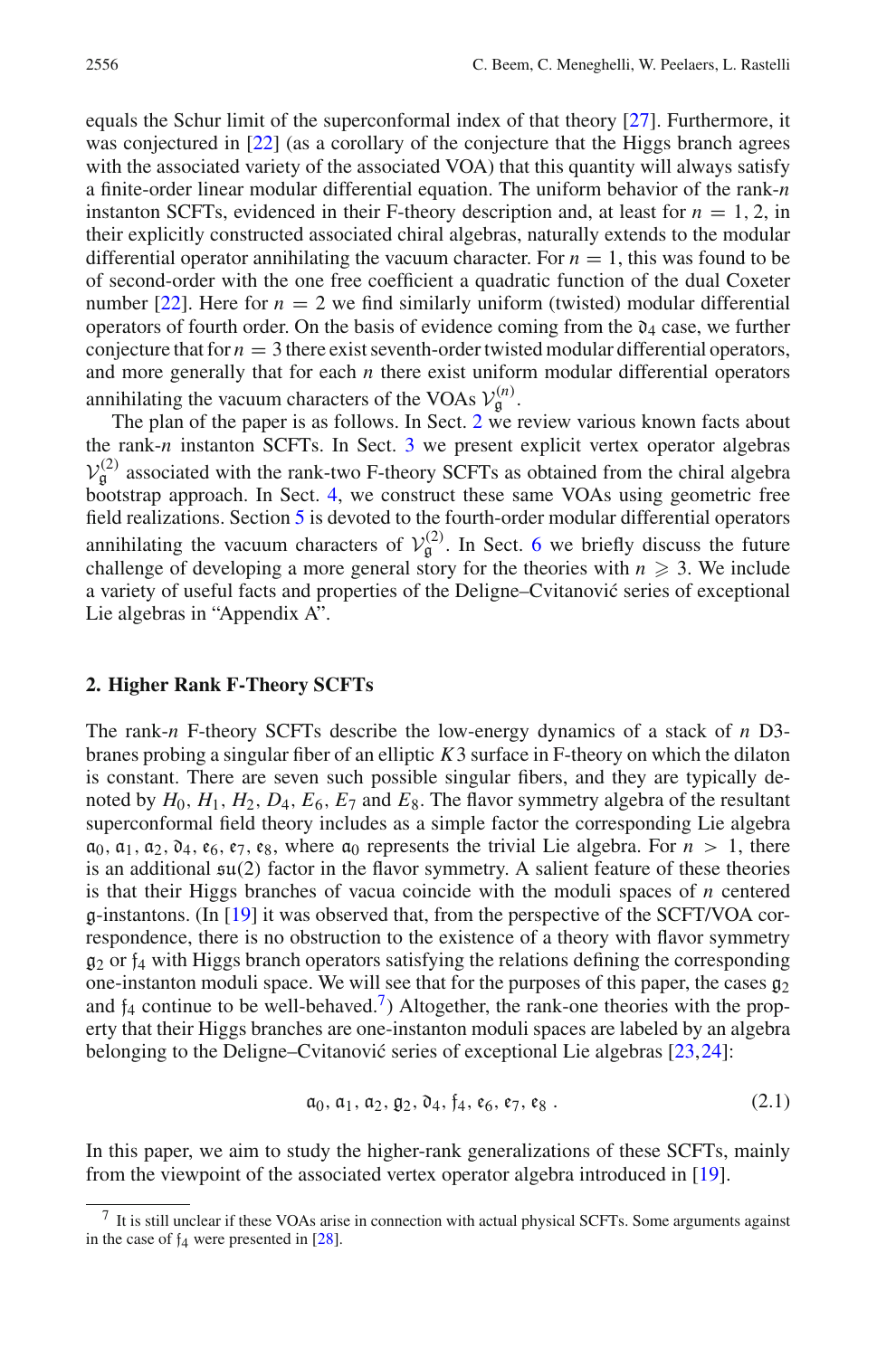equals the Schur limit of the superconformal index of that theory [27]. Furthermore, it was conjectured in [22] (as a corollary of the conjecture that the Higgs branch agrees with the associated variety of the associated VOA) that this quantity will always satisfy a finite-order linear modular differential equation. The uniform behavior of the rank-$n$ instanton SCFTs, evidenced in their F-theory description and, at least for $n = 1, 2$, in their explicitly constructed associated chiral algebras, naturally extends to the modular differential operator annihilating the vacuum character. For $n = 1$, this was found to be of second-order with the one free coefficient a quadratic function of the dual Coxeter number [22]. Here for $n = 2$ we find similarly uniform (twisted) modular differential operators of fourth order. On the basis of evidence coming from the $\mathfrak{d}_4$ case, we further conjecture that for $n = 3$ there exist seventh-order twisted modular differential operators, and more generally that for each $n$ there exist uniform modular differential operators annihilating the vacuum characters of the VOAs $\mathcal{V}_{\mathfrak{g}}^{(n)}$.

The plan of the paper is as follows. In Sect. 2 we review various known facts about the rank-$n$ instanton SCFTs. In Sect. 3 we present explicit vertex operator algebras $\mathcal{V}_{\mathfrak{g}}^{(2)}$ associated with the rank-two F-theory SCFTs as obtained from the chiral algebra bootstrap approach. In Sect. 4, we construct these same VOAs using geometric free field realizations. Section 5 is devoted to the fourth-order modular differential operators annihilating the vacuum characters of $\mathcal{V}_{\mathfrak{g}}^{(2)}$. In Sect. 6 we briefly discuss the future challenge of developing a more general story for the theories with $n \geqslant 3$. We include a variety of useful facts and properties of the Deligne–Cvitanović series of exceptional Lie algebras in "Appendix A".

## 2. Higher Rank F-Theory SCFTs

The rank-$n$ F-theory SCFTs describe the low-energy dynamics of a stack of $n$ D3-branes probing a singular fiber of an elliptic $K3$ surface in F-theory on which the dilaton is constant. There are seven such possible singular fibers, and they are typically denoted by $H_0$, $H_1$, $H_2$, $D_4$, $E_6$, $E_7$ and $E_8$. The flavor symmetry algebra of the resultant superconformal field theory includes as a simple factor the corresponding Lie algebra $\mathfrak{a}_0, \mathfrak{a}_1, \mathfrak{a}_2, \mathfrak{d}_4, \mathfrak{e}_6, \mathfrak{e}_7, \mathfrak{e}_8$, where $\mathfrak{a}_0$ represents the trivial Lie algebra. For $n > 1$, there is an additional $\mathfrak{su}(2)$ factor in the flavor symmetry. A salient feature of these theories is that their Higgs branches of vacua coincide with the moduli spaces of $n$ centered $\mathfrak{g}$-instantons. (In [19] it was observed that, from the perspective of the SCFT/VOA correspondence, there is no obstruction to the existence of a theory with flavor symmetry $\mathfrak{g}_2$ or $\mathfrak{f}_4$ with Higgs branch operators satisfying the relations defining the corresponding one-instanton moduli space. We will see that for the purposes of this paper, the cases $\mathfrak{g}_2$ and $\mathfrak{f}_4$ continue to be well-behaved.[7]) Altogether, the rank-one theories with the property that their Higgs branches are one-instanton moduli spaces are labeled by an algebra belonging to the Deligne–Cvitanović series of exceptional Lie algebras [23,24]:

$$\mathfrak{a}_0, \mathfrak{a}_1, \mathfrak{a}_2, \mathfrak{g}_2, \mathfrak{d}_4, \mathfrak{f}_4, \mathfrak{e}_6, \mathfrak{e}_7, \mathfrak{e}_8 \,. \tag{2.1}$$

In this paper, we aim to study the higher-rank generalizations of these SCFTs, mainly from the viewpoint of the associated vertex operator algebra introduced in [19].

[7] It is still unclear if these VOAs arise in connection with actual physical SCFTs. Some arguments against in the case of $\mathfrak{f}_4$ were presented in [28].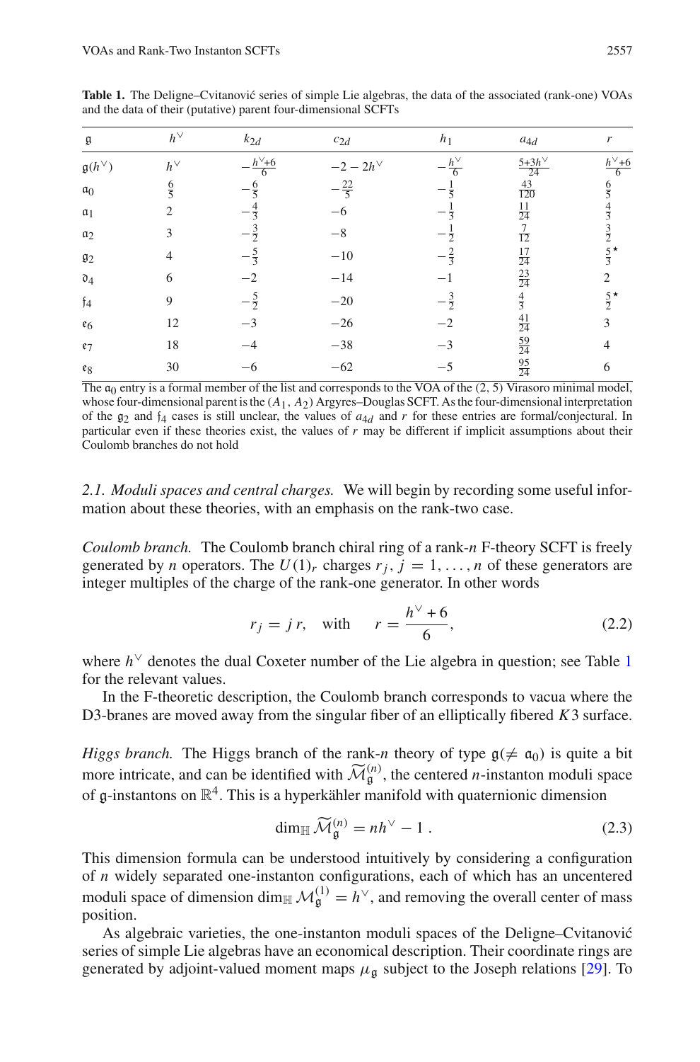**Table 1.** The Deligne–Cvitanović series of simple Lie algebras, the data of the associated (rank-one) VOAs and the data of their (putative) parent four-dimensional SCFTs

| $\mathfrak{g}$ | $h^\vee$ | $k_{2d}$ | $c_{2d}$ | $h_1$ | $a_{4d}$ | $r$ |
|---|---|---|---|---|---|---|
| $\mathfrak{g}(h^\vee)$ | $h^\vee$ | $-\frac{h^\vee+6}{6}$ | $-2-2h^\vee$ | $-\frac{h^\vee}{6}$ | $\frac{5+3h^\vee}{24}$ | $\frac{h^\vee+6}{6}$ |
| $\mathfrak{a}_0$ | $\frac{6}{5}$ | $-\frac{6}{5}$ | $-\frac{22}{5}$ | $-\frac{1}{5}$ | $\frac{43}{120}$ | $\frac{6}{5}$ |
| $\mathfrak{a}_1$ | 2 | $-\frac{4}{3}$ | $-6$ | $-\frac{1}{3}$ | $\frac{11}{24}$ | $\frac{4}{3}$ |
| $\mathfrak{a}_2$ | 3 | $-\frac{3}{2}$ | $-8$ | $-\frac{1}{2}$ | $\frac{7}{12}$ | $\frac{3}{2}$ |
| $\mathfrak{g}_2$ | 4 | $-\frac{5}{3}$ | $-10$ | $-\frac{2}{3}$ | $\frac{17}{24}$ | $\frac{5}{3}^\star$ |
| $\mathfrak{d}_4$ | 6 | $-2$ | $-14$ | $-1$ | $\frac{23}{24}$ | 2 |
| $\mathfrak{f}_4$ | 9 | $-\frac{5}{2}$ | $-20$ | $-\frac{3}{2}$ | $\frac{4}{3}$ | $\frac{5}{2}^\star$ |
| $\mathfrak{e}_6$ | 12 | $-3$ | $-26$ | $-2$ | $\frac{41}{24}$ | 3 |
| $\mathfrak{e}_7$ | 18 | $-4$ | $-38$ | $-3$ | $\frac{59}{24}$ | 4 |
| $\mathfrak{e}_8$ | 30 | $-6$ | $-62$ | $-5$ | $\frac{95}{24}$ | 6 |

The $\mathfrak{a}_0$ entry is a formal member of the list and corresponds to the VOA of the (2, 5) Virasoro minimal model, whose four-dimensional parent is the $(A_1, A_2)$ Argyres–Douglas SCFT. As the four-dimensional interpretation of the $\mathfrak{g}_2$ and $\mathfrak{f}_4$ cases is still unclear, the values of $a_{4d}$ and $r$ for these entries are formal/conjectural. In particular even if these theories exist, the values of $r$ may be different if implicit assumptions about their Coulomb branches do not hold

*2.1. Moduli spaces and central charges.* We will begin by recording some useful information about these theories, with an emphasis on the rank-two case.

*Coulomb branch.* The Coulomb branch chiral ring of a rank-$n$ F-theory SCFT is freely generated by $n$ operators. The $U(1)_r$ charges $r_j$, $j = 1, \ldots, n$ of these generators are integer multiples of the charge of the rank-one generator. In other words

$$r_j = j\, r, \quad \text{with} \quad r = \frac{h^\vee + 6}{6}, \tag{2.2}$$

where $h^\vee$ denotes the dual Coxeter number of the Lie algebra in question; see Table 1 for the relevant values.

In the F-theoretic description, the Coulomb branch corresponds to vacua where the D3-branes are moved away from the singular fiber of an elliptically fibered $K3$ surface.

*Higgs branch.* The Higgs branch of the rank-$n$ theory of type $\mathfrak{g}(\neq \mathfrak{a}_0)$ is quite a bit more intricate, and can be identified with $\widetilde{\mathcal{M}}_{\mathfrak{g}}^{(n)}$, the centered $n$-instanton moduli space of $\mathfrak{g}$-instantons on $\mathbb{R}^4$. This is a hyperkähler manifold with quaternionic dimension

$$\dim_{\mathbb{H}} \widetilde{\mathcal{M}}_{\mathfrak{g}}^{(n)} = n h^\vee - 1\,. \tag{2.3}$$

This dimension formula can be understood intuitively by considering a configuration of $n$ widely separated one-instanton configurations, each of which has an uncentered moduli space of dimension $\dim_{\mathbb{H}} \mathcal{M}_{\mathfrak{g}}^{(1)} = h^\vee$, and removing the overall center of mass position.

As algebraic varieties, the one-instanton moduli spaces of the Deligne–Cvitanović series of simple Lie algebras have an economical description. Their coordinate rings are generated by adjoint-valued moment maps $\mu_{\mathfrak{g}}$ subject to the Joseph relations [29]. To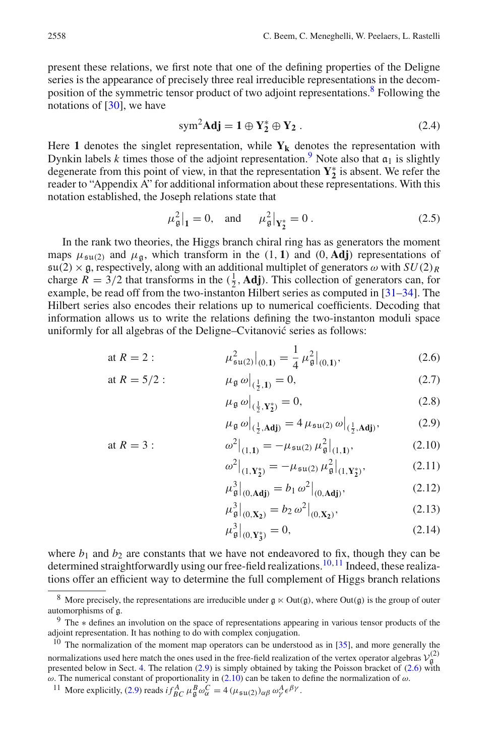present these relations, we first note that one of the defining properties of the Deligne series is the appearance of precisely three real irreducible representations in the decomposition of the symmetric tensor product of two adjoint representations.[8] Following the notations of [30], we have

$$\mathrm{sym}^2\mathbf{Adj} = \mathbf{1} \oplus \mathbf{Y_2^*} \oplus \mathbf{Y_2}\,. \tag{2.4}$$

Here $\mathbf{1}$ denotes the singlet representation, while $\mathbf{Y_k}$ denotes the representation with Dynkin labels $k$ times those of the adjoint representation.[9] Note also that $\mathfrak{a}_1$ is slightly degenerate from this point of view, in that the representation $\mathbf{Y_2^*}$ is absent. We refer the reader to "Appendix A" for additional information about these representations. With this notation established, the Joseph relations state that

$$\mu_{\mathfrak{g}}^2\big|_{\mathbf{1}} = 0, \quad \text{and} \quad \mu_{\mathfrak{g}}^2\big|_{\mathbf{Y_2^*}} = 0\,. \tag{2.5}$$

In the rank two theories, the Higgs branch chiral ring has as generators the moment maps $\mu_{\mathfrak{su}(2)}$ and $\mu_{\mathfrak{g}}$, which transform in the $(1, \mathbf{1})$ and $(0, \mathbf{Adj})$ representations of $\mathfrak{su}(2) \times \mathfrak{g}$, respectively, along with an additional multiplet of generators $\omega$ with $SU(2)_R$ charge $R = 3/2$ that transforms in the $(\frac{1}{2}, \mathbf{Adj})$. This collection of generators can, for example, be read off from the two-instanton Hilbert series as computed in [31–34]. The Hilbert series also encodes their relations up to numerical coefficients. Decoding that information allows us to write the relations defining the two-instanton moduli space uniformly for all algebras of the Deligne–Cvitanović series as follows:

$$\text{at } R = 2: \qquad \mu_{\mathfrak{su}(2)}^2\big|_{(0,\mathbf{1})} = \frac{1}{4}\,\mu_{\mathfrak{g}}^2\big|_{(0,\mathbf{1})}, \tag{2.6}$$

$$\text{at } R = 5/2: \qquad \mu_{\mathfrak{g}}\,\omega\big|_{(\frac{1}{2},\mathbf{1})} = 0, \tag{2.7}$$

$$\mu_{\mathfrak{g}}\,\omega\big|_{(\frac{1}{2},\mathbf{Y_2^*})} = 0, \tag{2.8}$$

$$\mu_{\mathfrak{g}}\,\omega\big|_{(\frac{1}{2},\mathbf{Adj})} = 4\,\mu_{\mathfrak{su}(2)}\,\omega\big|_{(\frac{1}{2},\mathbf{Adj})}, \tag{2.9}$$

$$\text{at } R = 3: \qquad \omega^2\big|_{(1,\mathbf{1})} = -\mu_{\mathfrak{su}(2)}\,\mu_{\mathfrak{g}}^2\big|_{(1,\mathbf{1})}, \tag{2.10}$$

$$\omega^2\big|_{(1,\mathbf{Y_2^*})} = -\mu_{\mathfrak{su}(2)}\,\mu_{\mathfrak{g}}^2\big|_{(1,\mathbf{Y_2^*})}, \tag{2.11}$$

$$\mu_{\mathfrak{g}}^3\big|_{(0,\mathbf{Adj})} = b_1\,\omega^2\big|_{(0,\mathbf{Adj})}, \tag{2.12}$$

$$\mu_{\mathfrak{g}}^3\big|_{(0,\mathbf{X_2})} = b_2\,\omega^2\big|_{(0,\mathbf{X_2})}, \tag{2.13}$$

$$\mu_{\mathfrak{g}}^3\big|_{(0,\mathbf{Y_3^*})} = 0, \tag{2.14}$$

where $b_1$ and $b_2$ are constants that we have not endeavored to fix, though they can be determined straightforwardly using our free-field realizations.[10,11] Indeed, these realizations offer an efficient way to determine the full complement of Higgs branch relations

---

[8] More precisely, the representations are irreducible under $\mathfrak{g} \ltimes \mathrm{Out}(\mathfrak{g})$, where $\mathrm{Out}(\mathfrak{g})$ is the group of outer automorphisms of $\mathfrak{g}$.

[9] The $*$ defines an involution on the space of representations appearing in various tensor products of the adjoint representation. It has nothing to do with complex conjugation.

[10] The normalization of the moment map operators can be understood as in [35], and more generally the normalizations used here match the ones used in the free-field realization of the vertex operator algebras $\mathcal{V}_{\mathfrak{g}}^{(2)}$ presented below in Sect. 4. The relation (2.9) is simply obtained by taking the Poisson bracket of (2.6) with $\omega$. The numerical constant of proportionality in (2.10) can be taken to define the normalization of $\omega$.

[11] More explicitly, (2.9) reads $i f^{A}_{BC}\,\mu_{\mathfrak{g}}^{B}\omega_{\alpha}^{C} = 4\,(\mu_{\mathfrak{su}(2)})_{\alpha\beta}\,\omega_{\gamma}^{A}\epsilon^{\beta\gamma}$.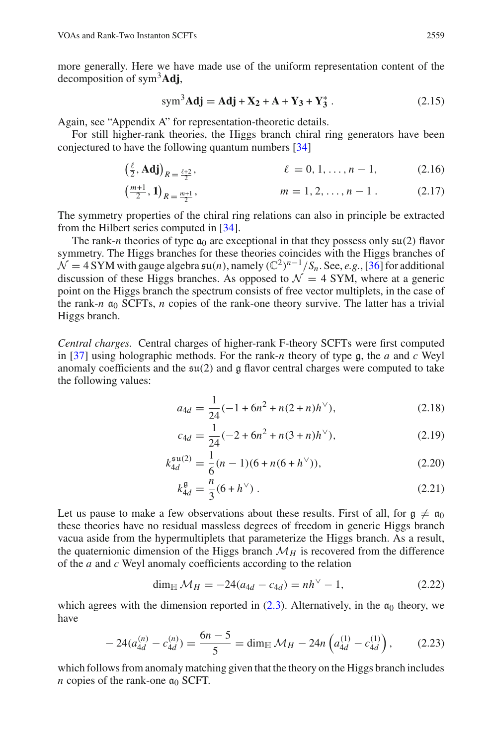more generally. Here we have made use of the uniform representation content of the decomposition of $\mathrm{sym}^3\mathbf{Adj}$,

$$\mathrm{sym}^3\mathbf{Adj} = \mathbf{Adj} + \mathbf{X_2} + \mathbf{A} + \mathbf{Y_3} + \mathbf{Y_3^*} \, . \tag{2.15}$$

Again, see "Appendix A" for representation-theoretic details.

For still higher-rank theories, the Higgs branch chiral ring generators have been conjectured to have the following quantum numbers [34]

$$\left(\tfrac{\ell}{2}, \mathbf{Adj}\right)_{R=\frac{\ell+2}{2}}, \qquad \ell = 0, 1, \ldots, n-1, \tag{2.16}$$

$$\left(\tfrac{m+1}{2}, \mathbf{1}\right)_{R=\frac{m+1}{2}}, \qquad m = 1, 2, \ldots, n-1 \, . \tag{2.17}$$

The symmetry properties of the chiral ring relations can also in principle be extracted from the Hilbert series computed in [34].

The rank-$n$ theories of type $\mathfrak{a}_0$ are exceptional in that they possess only $\mathfrak{su}(2)$ flavor symmetry. The Higgs branches for these theories coincides with the Higgs branches of $\mathcal{N}=4$ SYM with gauge algebra $\mathfrak{su}(n)$, namely $(\mathbb{C}^2)^{n-1}/S_n$. See, *e.g.*, [36] for additional discussion of these Higgs branches. As opposed to $\mathcal{N}=4$ SYM, where at a generic point on the Higgs branch the spectrum consists of free vector multiplets, in the case of the rank-$n$ $\mathfrak{a}_0$ SCFTs, $n$ copies of the rank-one theory survive. The latter has a trivial Higgs branch.

*Central charges.* Central charges of higher-rank F-theory SCFTs were first computed in [37] using holographic methods. For the rank-$n$ theory of type $\mathfrak{g}$, the $a$ and $c$ Weyl anomaly coefficients and the $\mathfrak{su}(2)$ and $\mathfrak{g}$ flavor central charges were computed to take the following values:

$$a_{4d} = \frac{1}{24}(-1 + 6n^2 + n(2+n)h^\vee), \tag{2.18}$$

$$c_{4d} = \frac{1}{24}(-2 + 6n^2 + n(3+n)h^\vee), \tag{2.19}$$

$$k_{4d}^{\mathfrak{su}(2)} = \frac{1}{6}(n-1)(6 + n(6+h^\vee)), \tag{2.20}$$

$$k_{4d}^{\mathfrak{g}} = \frac{n}{3}(6 + h^\vee) \, . \tag{2.21}$$

Let us pause to make a few observations about these results. First of all, for $\mathfrak{g} \neq \mathfrak{a}_0$ these theories have no residual massless degrees of freedom in generic Higgs branch vacua aside from the hypermultiplets that parameterize the Higgs branch. As a result, the quaternionic dimension of the Higgs branch $\mathcal{M}_H$ is recovered from the difference of the $a$ and $c$ Weyl anomaly coefficients according to the relation

$$\dim_{\mathbb{H}} \mathcal{M}_H = -24(a_{4d} - c_{4d}) = nh^\vee - 1, \tag{2.22}$$

which agrees with the dimension reported in (2.3). Alternatively, in the $\mathfrak{a}_0$ theory, we have

$$-24(a_{4d}^{(n)} - c_{4d}^{(n)}) = \frac{6n-5}{5} = \dim_{\mathbb{H}} \mathcal{M}_H - 24n\left(a_{4d}^{(1)} - c_{4d}^{(1)}\right), \tag{2.23}$$

which follows from anomaly matching given that the theory on the Higgs branch includes $n$ copies of the rank-one $\mathfrak{a}_0$ SCFT.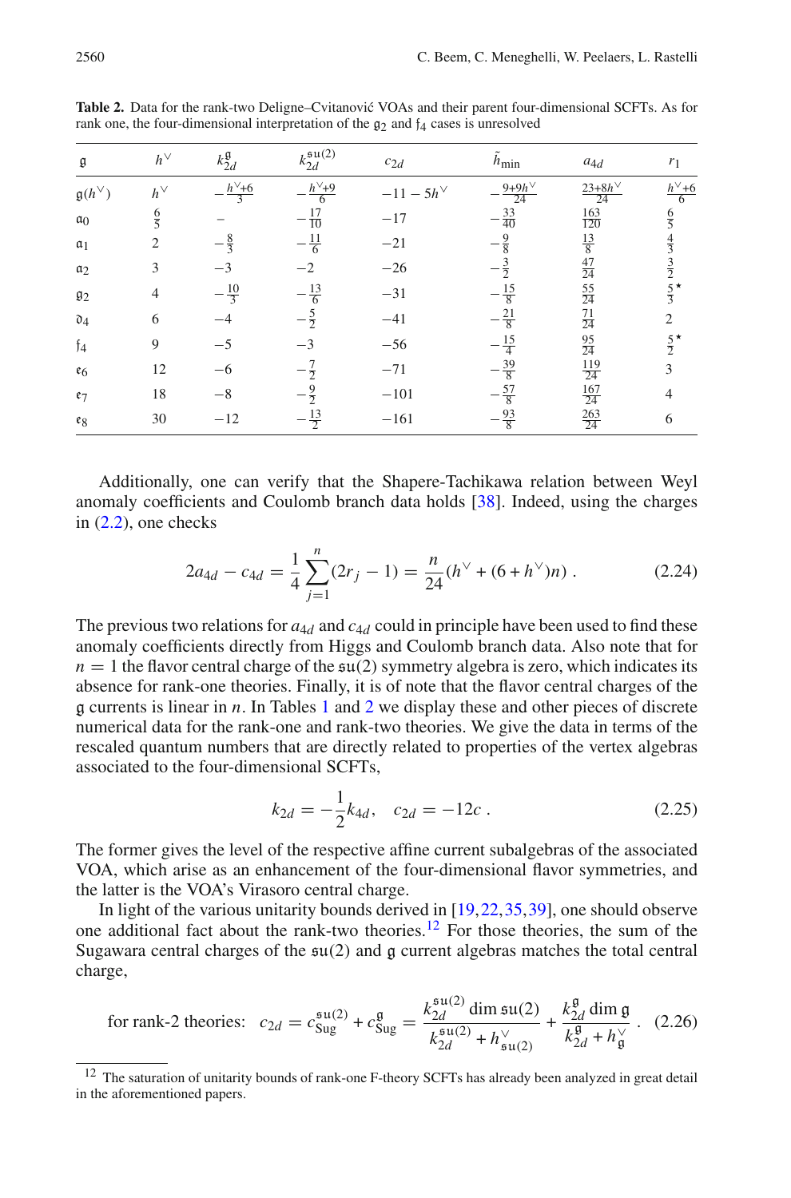**Table 2.** Data for the rank-two Deligne–Cvitanović VOAs and their parent four-dimensional SCFTs. As for rank one, the four-dimensional interpretation of the $\mathfrak{g}_2$ and $\mathfrak{f}_4$ cases is unresolved

| $\mathfrak{g}$ | $h^\vee$ | $k_{2d}^{\mathfrak{g}}$ | $k_{2d}^{\mathfrak{su}(2)}$ | $c_{2d}$ | $\tilde{h}_{\min}$ | $a_{4d}$ | $r_1$ |
|---|---|---|---|---|---|---|---|
| $\mathfrak{g}(h^\vee)$ | $h^\vee$ | $-\frac{h^\vee+6}{3}$ | $-\frac{h^\vee+9}{6}$ | $-11-5h^\vee$ | $-\frac{9+9h^\vee}{24}$ | $\frac{23+8h^\vee}{24}$ | $\frac{h^\vee+6}{6}$ |
| $\mathfrak{a}_0$ | $\frac{6}{5}$ | – | $-\frac{17}{10}$ | $-17$ | $-\frac{33}{40}$ | $\frac{163}{120}$ | $\frac{6}{5}$ |
| $\mathfrak{a}_1$ | $2$ | $-\frac{8}{3}$ | $-\frac{11}{6}$ | $-21$ | $-\frac{9}{8}$ | $\frac{13}{8}$ | $\frac{4}{3}$ |
| $\mathfrak{a}_2$ | $3$ | $-3$ | $-2$ | $-26$ | $-\frac{3}{2}$ | $\frac{47}{24}$ | $\frac{3}{2}$ |
| $\mathfrak{g}_2$ | $4$ | $-\frac{10}{3}$ | $-\frac{13}{6}$ | $-31$ | $-\frac{15}{8}$ | $\frac{55}{24}$ | $\frac{5}{3}^\star$ |
| $\mathfrak{d}_4$ | $6$ | $-4$ | $-\frac{5}{2}$ | $-41$ | $-\frac{21}{8}$ | $\frac{71}{24}$ | $2$ |
| $\mathfrak{f}_4$ | $9$ | $-5$ | $-3$ | $-56$ | $-\frac{15}{4}$ | $\frac{95}{24}$ | $\frac{5}{2}^\star$ |
| $\mathfrak{e}_6$ | $12$ | $-6$ | $-\frac{7}{2}$ | $-71$ | $-\frac{39}{8}$ | $\frac{119}{24}$ | $3$ |
| $\mathfrak{e}_7$ | $18$ | $-8$ | $-\frac{9}{2}$ | $-101$ | $-\frac{57}{8}$ | $\frac{167}{24}$ | $4$ |
| $\mathfrak{e}_8$ | $30$ | $-12$ | $-\frac{13}{2}$ | $-161$ | $-\frac{93}{8}$ | $\frac{263}{24}$ | $6$ |

Additionally, one can verify that the Shapere-Tachikawa relation between Weyl anomaly coefficients and Coulomb branch data holds [38]. Indeed, using the charges in (2.2), one checks

$$2a_{4d} - c_{4d} = \frac{1}{4}\sum_{j=1}^{n}(2r_j - 1) = \frac{n}{24}(h^\vee + (6+h^\vee)n)\ . \tag{2.24}$$

The previous two relations for $a_{4d}$ and $c_{4d}$ could in principle have been used to find these anomaly coefficients directly from Higgs and Coulomb branch data. Also note that for $n = 1$ the flavor central charge of the $\mathfrak{su}(2)$ symmetry algebra is zero, which indicates its absence for rank-one theories. Finally, it is of note that the flavor central charges of the $\mathfrak{g}$ currents is linear in $n$. In Tables 1 and 2 we display these and other pieces of discrete numerical data for the rank-one and rank-two theories. We give the data in terms of the rescaled quantum numbers that are directly related to properties of the vertex algebras associated to the four-dimensional SCFTs,

$$k_{2d} = -\frac{1}{2}k_{4d}, \quad c_{2d} = -12c\ . \tag{2.25}$$

The former gives the level of the respective affine current subalgebras of the associated VOA, which arise as an enhancement of the four-dimensional flavor symmetries, and the latter is the VOA's Virasoro central charge.

In light of the various unitarity bounds derived in [19,22,35,39], one should observe one additional fact about the rank-two theories.[12] For those theories, the sum of the Sugawara central charges of the $\mathfrak{su}(2)$ and $\mathfrak{g}$ current algebras matches the total central charge,

$$\text{for rank-2 theories:}\quad c_{2d} = c_{\rm Sug}^{\mathfrak{su}(2)} + c_{\rm Sug}^{\mathfrak{g}} = \frac{k_{2d}^{\mathfrak{su}(2)}\dim\mathfrak{su}(2)}{k_{2d}^{\mathfrak{su}(2)} + h_{\mathfrak{su}(2)}^\vee} + \frac{k_{2d}^{\mathfrak{g}}\dim\mathfrak{g}}{k_{2d}^{\mathfrak{g}} + h_{\mathfrak{g}}^\vee}\ . \tag{2.26}$$

[12] The saturation of unitarity bounds of rank-one F-theory SCFTs has already been analyzed in great detail in the aforementioned papers.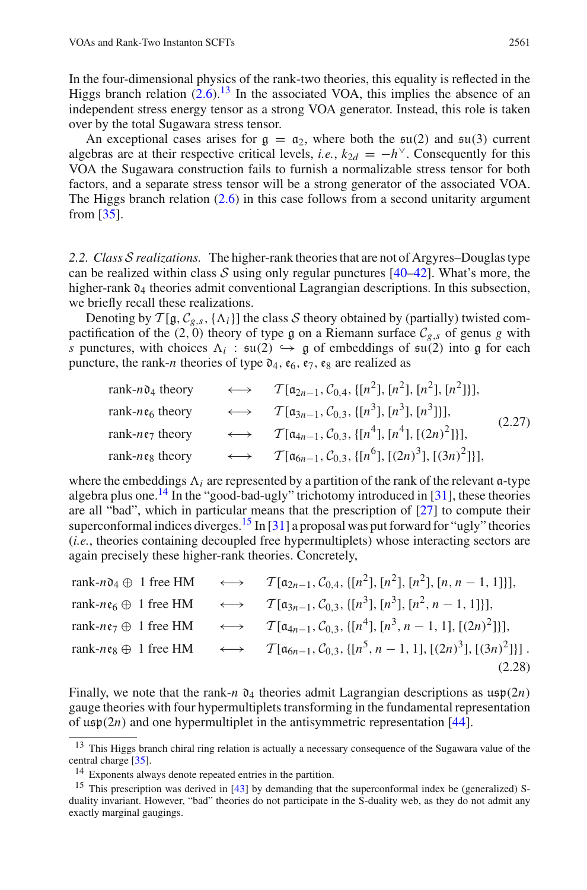In the four-dimensional physics of the rank-two theories, this equality is reflected in the Higgs branch relation (2.6).[13] In the associated VOA, this implies the absence of an independent stress energy tensor as a strong VOA generator. Instead, this role is taken over by the total Sugawara stress tensor.

An exceptional cases arises for $\mathfrak{g} = \mathfrak{a}_2$, where both the $\mathfrak{su}(2)$ and $\mathfrak{su}(3)$ current algebras are at their respective critical levels, *i.e.*, $k_{2d} = -h^\vee$. Consequently for this VOA the Sugawara construction fails to furnish a normalizable stress tensor for both factors, and a separate stress tensor will be a strong generator of the associated VOA. The Higgs branch relation (2.6) in this case follows from a second unitarity argument from [35].

*2.2. Class $\mathcal{S}$ realizations.* The higher-rank theories that are not of Argyres–Douglas type can be realized within class $\mathcal{S}$ using only regular punctures [40–42]. What's more, the higher-rank $\mathfrak{d}_4$ theories admit conventional Lagrangian descriptions. In this subsection, we briefly recall these realizations.

Denoting by $\mathcal{T}[\mathfrak{g}, \mathcal{C}_{g,s}, \{\Lambda_i\}]$ the class $\mathcal{S}$ theory obtained by (partially) twisted compactification of the $(2,0)$ theory of type $\mathfrak{g}$ on a Riemann surface $\mathcal{C}_{g,s}$ of genus $g$ with $s$ punctures, with choices $\Lambda_i : \mathfrak{su}(2) \hookrightarrow \mathfrak{g}$ of embeddings of $\mathfrak{su}(2)$ into $\mathfrak{g}$ for each puncture, the rank-$n$ theories of type $\mathfrak{d}_4$, $\mathfrak{e}_6$, $\mathfrak{e}_7$, $\mathfrak{e}_8$ are realized as

$$
\begin{aligned}
&\text{rank-}n\mathfrak{d}_4 \text{ theory} &&\longleftrightarrow &&\mathcal{T}[\mathfrak{a}_{2n-1}, \mathcal{C}_{0,4}, \{[n^2], [n^2], [n^2], [n^2]\}],\\
&\text{rank-}n\mathfrak{e}_6 \text{ theory} &&\longleftrightarrow &&\mathcal{T}[\mathfrak{a}_{3n-1}, \mathcal{C}_{0,3}, \{[n^3], [n^3], [n^3]\}],\\
&\text{rank-}n\mathfrak{e}_7 \text{ theory} &&\longleftrightarrow &&\mathcal{T}[\mathfrak{a}_{4n-1}, \mathcal{C}_{0,3}, \{[n^4], [n^4], [(2n)^2]\}],\\
&\text{rank-}n\mathfrak{e}_8 \text{ theory} &&\longleftrightarrow &&\mathcal{T}[\mathfrak{a}_{6n-1}, \mathcal{C}_{0,3}, \{[n^6], [(2n)^3], [(3n)^2]\}],
\end{aligned}
\tag{2.27}
$$

where the embeddings $\Lambda_i$ are represented by a partition of the rank of the relevant $\mathfrak{a}$-type algebra plus one.[14] In the "good-bad-ugly" trichotomy introduced in [31], these theories are all "bad", which in particular means that the prescription of [27] to compute their superconformal indices diverges.[15] In [31] a proposal was put forward for "ugly" theories (*i.e.*, theories containing decoupled free hypermultiplets) whose interacting sectors are again precisely these higher-rank theories. Concretely,

$$
\begin{aligned}
&\text{rank-}n\mathfrak{d}_4 \oplus \text{ 1 free HM} &&\longleftrightarrow &&\mathcal{T}[\mathfrak{a}_{2n-1}, \mathcal{C}_{0,4}, \{[n^2], [n^2], [n^2], [n, n-1, 1]\}],\\
&\text{rank-}n\mathfrak{e}_6 \oplus \text{ 1 free HM} &&\longleftrightarrow &&\mathcal{T}[\mathfrak{a}_{3n-1}, \mathcal{C}_{0,3}, \{[n^3], [n^3], [n^2, n-1, 1]\}],\\
&\text{rank-}n\mathfrak{e}_7 \oplus \text{ 1 free HM} &&\longleftrightarrow &&\mathcal{T}[\mathfrak{a}_{4n-1}, \mathcal{C}_{0,3}, \{[n^4], [n^3, n-1, 1], [(2n)^2]\}],\\
&\text{rank-}n\mathfrak{e}_8 \oplus \text{ 1 free HM} &&\longleftrightarrow &&\mathcal{T}[\mathfrak{a}_{6n-1}, \mathcal{C}_{0,3}, \{[n^5, n-1, 1], [(2n)^3], [(3n)^2]\}]\,.
\end{aligned}
\tag{2.28}
$$

Finally, we note that the rank-$n$ $\mathfrak{d}_4$ theories admit Lagrangian descriptions as $\mathfrak{usp}(2n)$ gauge theories with four hypermultiplets transforming in the fundamental representation of $\mathfrak{usp}(2n)$ and one hypermultiplet in the antisymmetric representation [44].

---

[13] This Higgs branch chiral ring relation is actually a necessary consequence of the Sugawara value of the central charge [35].

[14] Exponents always denote repeated entries in the partition.

[15] This prescription was derived in [43] by demanding that the superconformal index be (generalized) S-duality invariant. However, "bad" theories do not participate in the S-duality web, as they do not admit any exactly marginal gaugings.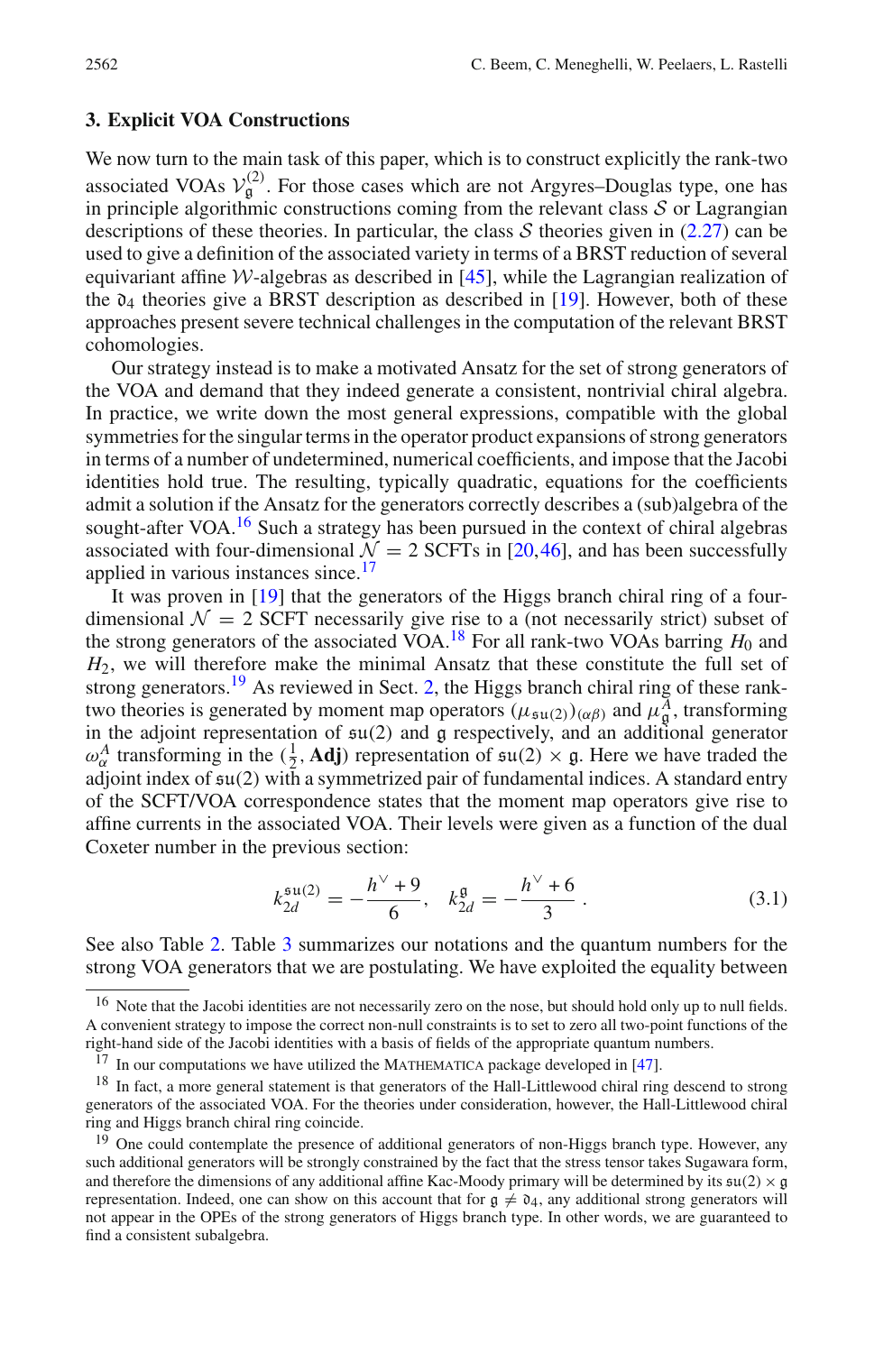### 3. Explicit VOA Constructions

We now turn to the main task of this paper, which is to construct explicitly the rank-two associated VOAs $\mathcal{V}_{\mathfrak{g}}^{(2)}$. For those cases which are not Argyres–Douglas type, one has in principle algorithmic constructions coming from the relevant class $\mathcal{S}$ or Lagrangian descriptions of these theories. In particular, the class $\mathcal{S}$ theories given in (2.27) can be used to give a definition of the associated variety in terms of a BRST reduction of several equivariant affine $\mathcal{W}$-algebras as described in [45], while the Lagrangian realization of the $\mathfrak{d}_4$ theories give a BRST description as described in [19]. However, both of these approaches present severe technical challenges in the computation of the relevant BRST cohomologies.

Our strategy instead is to make a motivated Ansatz for the set of strong generators of the VOA and demand that they indeed generate a consistent, nontrivial chiral algebra. In practice, we write down the most general expressions, compatible with the global symmetries for the singular terms in the operator product expansions of strong generators in terms of a number of undetermined, numerical coefficients, and impose that the Jacobi identities hold true. The resulting, typically quadratic, equations for the coefficients admit a solution if the Ansatz for the generators correctly describes a (sub)algebra of the sought-after VOA.[16] Such a strategy has been pursued in the context of chiral algebras associated with four-dimensional $\mathcal{N}=2$ SCFTs in [20,46], and has been successfully applied in various instances since.[17]

It was proven in [19] that the generators of the Higgs branch chiral ring of a four-dimensional $\mathcal{N}=2$ SCFT necessarily give rise to a (not necessarily strict) subset of the strong generators of the associated VOA.[18] For all rank-two VOAs barring $H_0$ and $H_2$, we will therefore make the minimal Ansatz that these constitute the full set of strong generators.[19] As reviewed in Sect. 2, the Higgs branch chiral ring of these rank-two theories is generated by moment map operators $(\mu_{\mathfrak{su}(2)})_{(\alpha\beta)}$ and $\mu_{\mathfrak{g}}^{A}$, transforming in the adjoint representation of $\mathfrak{su}(2)$ and $\mathfrak{g}$ respectively, and an additional generator $\omega_{\alpha}^{A}$ transforming in the $(\frac{1}{2},\mathbf{Adj})$ representation of $\mathfrak{su}(2)\times\mathfrak{g}$. Here we have traded the adjoint index of $\mathfrak{su}(2)$ with a symmetrized pair of fundamental indices. A standard entry of the SCFT/VOA correspondence states that the moment map operators give rise to affine currents in the associated VOA. Their levels were given as a function of the dual Coxeter number in the previous section:

$$
k_{2d}^{\mathfrak{su}(2)}=-\frac{h^{\vee}+9}{6},\quad k_{2d}^{\mathfrak{g}}=-\frac{h^{\vee}+6}{3}\,. \tag{3.1}
$$

See also Table 2. Table 3 summarizes our notations and the quantum numbers for the strong VOA generators that we are postulating. We have exploited the equality between

---

[16] Note that the Jacobi identities are not necessarily zero on the nose, but should hold only up to null fields. A convenient strategy to impose the correct non-null constraints is to set to zero all two-point functions of the right-hand side of the Jacobi identities with a basis of fields of the appropriate quantum numbers.

[17] In our computations we have utilized the MATHEMATICA package developed in [47].

[18] In fact, a more general statement is that generators of the Hall-Littlewood chiral ring descend to strong generators of the associated VOA. For the theories under consideration, however, the Hall-Littlewood chiral ring and Higgs branch chiral ring coincide.

[19] One could contemplate the presence of additional generators of non-Higgs branch type. However, any such additional generators will be strongly constrained by the fact that the stress tensor takes Sugawara form, and therefore the dimensions of any additional affine Kac-Moody primary will be determined by its $\mathfrak{su}(2)\times\mathfrak{g}$ representation. Indeed, one can show on this account that for $\mathfrak{g}\neq\mathfrak{d}_4$, any additional strong generators will not appear in the OPEs of the strong generators of Higgs branch type. In other words, we are guaranteed to find a consistent subalgebra.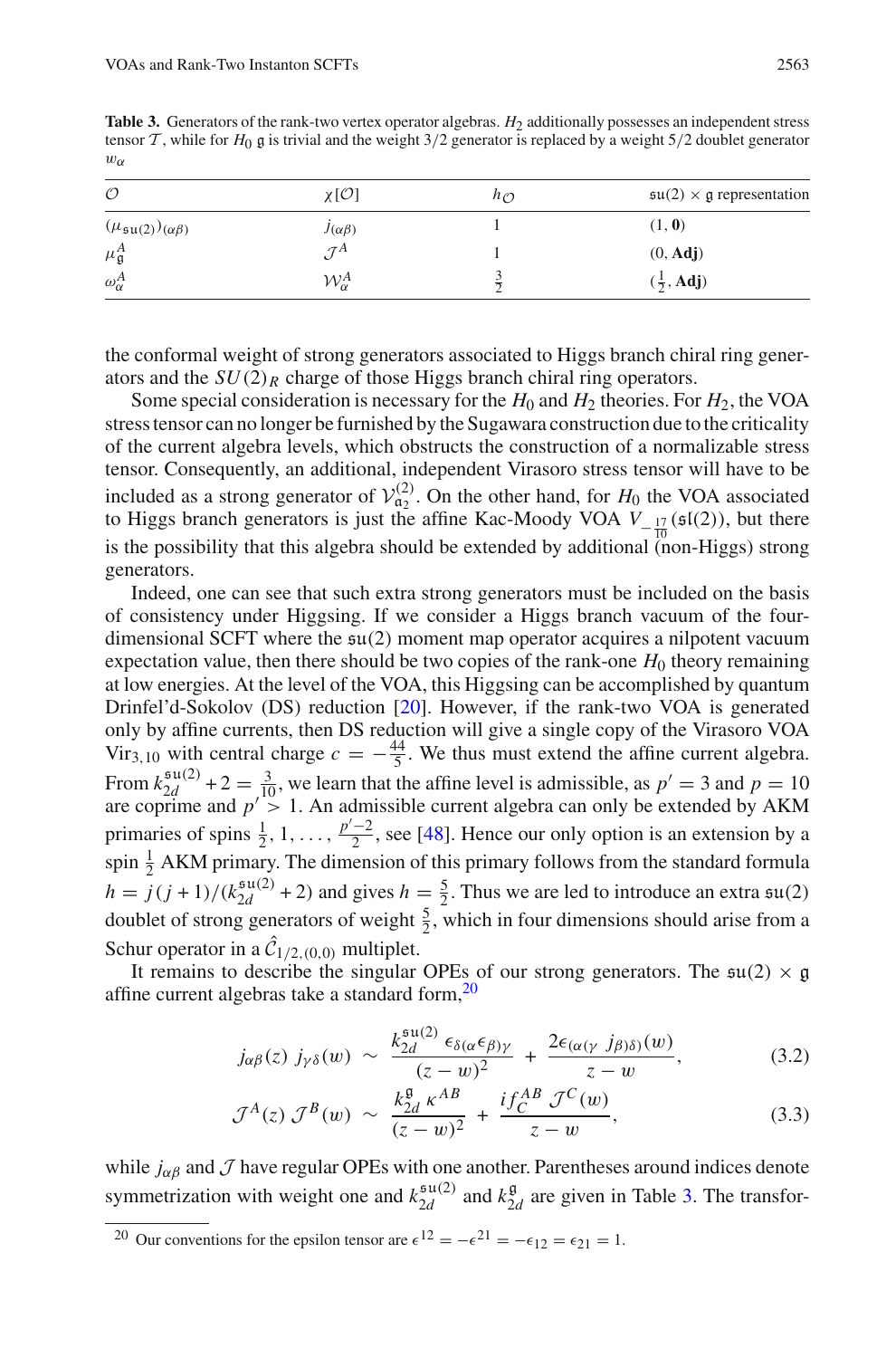**Table 3.** Generators of the rank-two vertex operator algebras. $H_2$ additionally possesses an independent stress tensor $\mathcal{T}$, while for $H_0$ $\mathfrak{g}$ is trivial and the weight 3/2 generator is replaced by a weight 5/2 doublet generator $w_\alpha$

| $\mathcal{O}$ | $\chi[\mathcal{O}]$ | $h_{\mathcal{O}}$ | $\mathfrak{su}(2) \times \mathfrak{g}$ representation |
|---|---|---|---|
| $(\mu_{\mathfrak{su}(2)})_{(\alpha\beta)}$ | $j_{(\alpha\beta)}$ | 1 | $(1, \mathbf{0})$ |
| $\mu^A_{\mathfrak{g}}$ | $\mathcal{J}^A$ | 1 | $(0, \mathbf{Adj})$ |
| $\omega^A_\alpha$ | $\mathcal{W}^A_\alpha$ | $\frac{3}{2}$ | $(\frac{1}{2}, \mathbf{Adj})$ |

the conformal weight of strong generators associated to Higgs branch chiral ring generators and the $SU(2)_R$ charge of those Higgs branch chiral ring operators.

Some special consideration is necessary for the $H_0$ and $H_2$ theories. For $H_2$, the VOA stress tensor can no longer be furnished by the Sugawara construction due to the criticality of the current algebra levels, which obstructs the construction of a normalizable stress tensor. Consequently, an additional, independent Virasoro stress tensor will have to be included as a strong generator of $\mathcal{V}^{(2)}_{\mathfrak{a}_2}$. On the other hand, for $H_0$ the VOA associated to Higgs branch generators is just the affine Kac-Moody VOA $V_{-\frac{17}{10}}(\mathfrak{sl}(2))$, but there is the possibility that this algebra should be extended by additional (non-Higgs) strong generators.

Indeed, one can see that such extra strong generators must be included on the basis of consistency under Higgsing. If we consider a Higgs branch vacuum of the four-dimensional SCFT where the $\mathfrak{su}(2)$ moment map operator acquires a nilpotent vacuum expectation value, then there should be two copies of the rank-one $H_0$ theory remaining at low energies. At the level of the VOA, this Higgsing can be accomplished by quantum Drinfel'd-Sokolov (DS) reduction [20]. However, if the rank-two VOA is generated only by affine currents, then DS reduction will give a single copy of the Virasoro VOA $\text{Vir}_{3,10}$ with central charge $c = -\frac{44}{5}$. We thus must extend the affine current algebra. From $k^{\mathfrak{su}(2)}_{2d} + 2 = \frac{3}{10}$, we learn that the affine level is admissible, as $p' = 3$ and $p = 10$ are coprime and $p' > 1$. An admissible current algebra can only be extended by AKM primaries of spins $\frac{1}{2}, 1, \ldots, \frac{p'-2}{2}$, see [48]. Hence our only option is an extension by a spin $\frac{1}{2}$ AKM primary. The dimension of this primary follows from the standard formula $h = j(j+1)/(k^{\mathfrak{su}(2)}_{2d} + 2)$ and gives $h = \frac{5}{2}$. Thus we are led to introduce an extra $\mathfrak{su}(2)$ doublet of strong generators of weight $\frac{5}{2}$, which in four dimensions should arise from a Schur operator in a $\hat{\mathcal{C}}_{1/2,(0,0)}$ multiplet.

It remains to describe the singular OPEs of our strong generators. The $\mathfrak{su}(2) \times \mathfrak{g}$ affine current algebras take a standard form,[20]

$$j_{\alpha\beta}(z)\, j_{\gamma\delta}(w) \;\sim\; \frac{k^{\mathfrak{su}(2)}_{2d}\, \epsilon_{\delta(\alpha}\epsilon_{\beta)\gamma}}{(z-w)^2} + \frac{2\epsilon_{(\alpha(\gamma}\, j_{\beta)\delta)}(w)}{z-w}, \tag{3.2}$$

$$\mathcal{J}^A(z)\, \mathcal{J}^B(w) \;\sim\; \frac{k^{\mathfrak{g}}_{2d}\, \kappa^{AB}}{(z-w)^2} + \frac{i f^{AB}_{C}\, \mathcal{J}^C(w)}{z-w}, \tag{3.3}$$

while $j_{\alpha\beta}$ and $\mathcal{J}$ have regular OPEs with one another. Parentheses around indices denote symmetrization with weight one and $k^{\mathfrak{su}(2)}_{2d}$ and $k^{\mathfrak{g}}_{2d}$ are given in Table 3. The transfor-

[20] Our conventions for the epsilon tensor are $\epsilon^{12} = -\epsilon^{21} = -\epsilon_{12} = \epsilon_{21} = 1$.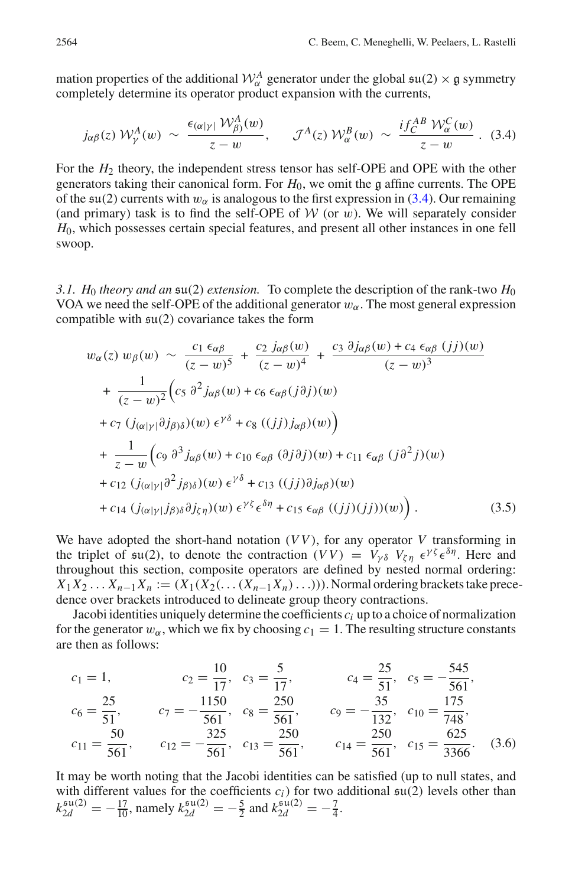mation properties of the additional $\mathcal{W}_\alpha^A$ generator under the global $\mathfrak{su}(2)\times\mathfrak{g}$ symmetry completely determine its operator product expansion with the currents,

$$j_{\alpha\beta}(z)\,\mathcal{W}_\gamma^A(w) \sim \frac{\epsilon_{(\alpha|\gamma|}\,\mathcal{W}_{\beta)}^A(w)}{z-w}, \qquad \mathcal{J}^A(z)\,\mathcal{W}_\alpha^B(w) \sim \frac{i f_C^{AB}\,\mathcal{W}_\alpha^C(w)}{z-w}\,. \quad (3.4)$$

For the $H_2$ theory, the independent stress tensor has self-OPE and OPE with the other generators taking their canonical form. For $H_0$, we omit the $\mathfrak{g}$ affine currents. The OPE of the $\mathfrak{su}(2)$ currents with $w_\alpha$ is analogous to the first expression in (3.4). Our remaining (and primary) task is to find the self-OPE of $\mathcal{W}$ (or $w$). We will separately consider $H_0$, which possesses certain special features, and present all other instances in one fell swoop.

*3.1. $H_0$ theory and an $\mathfrak{su}(2)$ extension.* To complete the description of the rank-two $H_0$ VOA we need the self-OPE of the additional generator $w_\alpha$. The most general expression compatible with $\mathfrak{su}(2)$ covariance takes the form

$$\begin{aligned}
w_\alpha(z)\,w_\beta(w) \sim\ & \frac{c_1\,\epsilon_{\alpha\beta}}{(z-w)^5} + \frac{c_2\,j_{\alpha\beta}(w)}{(z-w)^4} + \frac{c_3\,\partial j_{\alpha\beta}(w) + c_4\,\epsilon_{\alpha\beta}\,(jj)(w)}{(z-w)^3} \\
&+ \frac{1}{(z-w)^2}\Big(c_5\,\partial^2 j_{\alpha\beta}(w) + c_6\,\epsilon_{\alpha\beta}(j\partial j)(w) \\
&+ c_7\,(j_{(\alpha|\gamma|}\partial j_{\beta)\delta})(w)\,\epsilon^{\gamma\delta} + c_8\,((jj)j_{\alpha\beta})(w)\Big) \\
&+ \frac{1}{z-w}\Big(c_9\,\partial^3 j_{\alpha\beta}(w) + c_{10}\,\epsilon_{\alpha\beta}\,(\partial j\partial j)(w) + c_{11}\,\epsilon_{\alpha\beta}\,(j\partial^2 j)(w) \\
&+ c_{12}\,(j_{(\alpha|\gamma|}\partial^2 j_{\beta)\delta})(w)\,\epsilon^{\gamma\delta} + c_{13}\,((jj)\partial j_{\alpha\beta})(w) \\
&+ c_{14}\,(j_{(\alpha|\gamma|}j_{\beta)\delta}\partial j_{\zeta\eta})(w)\,\epsilon^{\gamma\zeta}\epsilon^{\delta\eta} + c_{15}\,\epsilon_{\alpha\beta}\,((jj)(jj))(w)\Big)\,.
\end{aligned} \quad (3.5)$$

We have adopted the short-hand notation $(VV)$, for any operator $V$ transforming in the triplet of $\mathfrak{su}(2)$, to denote the contraction $(VV) = V_{\gamma\delta}\,V_{\zeta\eta}\,\epsilon^{\gamma\zeta}\epsilon^{\delta\eta}$. Here and throughout this section, composite operators are defined by nested normal ordering: $X_1X_2\ldots X_{n-1}X_n := (X_1(X_2(\ldots(X_{n-1}X_n)\ldots)))$. Normal ordering brackets take precedence over brackets introduced to delineate group theory contractions.

Jacobi identities uniquely determine the coefficients $c_i$ up to a choice of normalization for the generator $w_\alpha$, which we fix by choosing $c_1 = 1$. The resulting structure constants are then as follows:

$$\begin{aligned}
&c_1 = 1, && c_2 = \frac{10}{17}, && c_3 = \frac{5}{17}, && c_4 = \frac{25}{51}, && c_5 = -\frac{545}{561}, \\
&c_6 = \frac{25}{51}, && c_7 = -\frac{1150}{561}, && c_8 = \frac{250}{561}, && c_9 = -\frac{35}{132}, && c_{10} = \frac{175}{748}, \\
&c_{11} = \frac{50}{561}, && c_{12} = -\frac{325}{561}, && c_{13} = \frac{250}{561}, && c_{14} = \frac{250}{561}, && c_{15} = \frac{625}{3366}.
\end{aligned} \quad (3.6)$$

It may be worth noting that the Jacobi identities can be satisfied (up to null states, and with different values for the coefficients $c_i$) for two additional $\mathfrak{su}(2)$ levels other than $k_{2d}^{\mathfrak{su}(2)} = -\frac{17}{10}$, namely $k_{2d}^{\mathfrak{su}(2)} = -\frac{5}{2}$ and $k_{2d}^{\mathfrak{su}(2)} = -\frac{7}{4}$.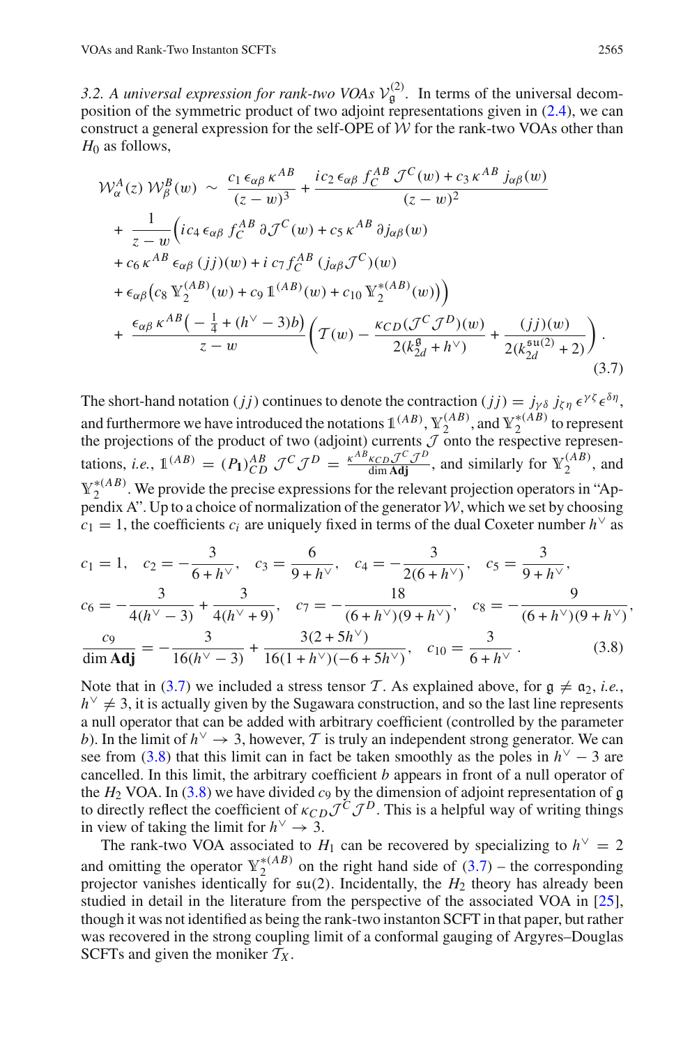*3.2. A universal expression for rank-two VOAs $\mathcal{V}_{\mathfrak{g}}^{(2)}$.* In terms of the universal decomposition of the symmetric product of two adjoint representations given in (2.4), we can construct a general expression for the self-OPE of $\mathcal{W}$ for the rank-two VOAs other than $H_0$ as follows,

$$
\begin{aligned}
\mathcal{W}_{\alpha}^{A}(z)\,\mathcal{W}_{\beta}^{B}(w) \;\sim\; & \frac{c_1\,\epsilon_{\alpha\beta}\,\kappa^{AB}}{(z-w)^3} + \frac{i c_2\,\epsilon_{\alpha\beta}\,f^{AB}_{C}\,\mathcal{J}^{C}(w) + c_3\,\kappa^{AB}\,j_{\alpha\beta}(w)}{(z-w)^2} \\
& + \frac{1}{z-w}\Big( i c_4\,\epsilon_{\alpha\beta}\,f^{AB}_{C}\,\partial\mathcal{J}^{C}(w) + c_5\,\kappa^{AB}\,\partial j_{\alpha\beta}(w) \\
& + c_6\,\kappa^{AB}\,\epsilon_{\alpha\beta}\,(jj)(w) + i\,c_7\,f^{AB}_{C}\,(j_{\alpha\beta}\mathcal{J}^{C})(w) \\
& + \epsilon_{\alpha\beta}\big(c_8\,\mathbb{Y}_2^{(AB)}(w) + c_9\,\mathbb{1}^{(AB)}(w) + c_{10}\,\mathbb{Y}_2^{*(AB)}(w)\big)\Big) \\
& + \frac{\epsilon_{\alpha\beta}\,\kappa^{AB}\big(-\frac{1}{4}+(h^\vee-3)b\big)}{z-w}\left(\mathcal{T}(w) - \frac{\kappa_{CD}(\mathcal{J}^{C}\mathcal{J}^{D})(w)}{2(k_{2d}^{\mathfrak{g}}+h^\vee)} + \frac{(jj)(w)}{2(k_{2d}^{\mathfrak{su}(2)}+2)}\right).
\end{aligned}
\tag{3.7}
$$

The short-hand notation $(jj)$ continues to denote the contraction $(jj) = j_{\gamma\delta}\,j_{\zeta\eta}\,\epsilon^{\gamma\zeta}\epsilon^{\delta\eta}$, and furthermore we have introduced the notations $\mathbb{1}^{(AB)}$, $\mathbb{Y}_2^{(AB)}$, and $\mathbb{Y}_2^{*(AB)}$ to represent the projections of the product of two (adjoint) currents $\mathcal{J}$ onto the respective representations, *i.e.*, $\mathbb{1}^{(AB)} = (P_{\mathbf{1}})^{AB}_{CD}\,\mathcal{J}^{C}\mathcal{J}^{D} = \frac{\kappa^{AB}\kappa_{CD}\mathcal{J}^{C}\mathcal{J}^{D}}{\dim \mathbf{Adj}}$, and similarly for $\mathbb{Y}_2^{(AB)}$, and $\mathbb{Y}_2^{*(AB)}$. We provide the precise expressions for the relevant projection operators in "Appendix A". Up to a choice of normalization of the generator $\mathcal{W}$, which we set by choosing $c_1 = 1$, the coefficients $c_i$ are uniquely fixed in terms of the dual Coxeter number $h^\vee$ as

$$
\begin{aligned}
& c_1 = 1, \quad c_2 = -\frac{3}{6+h^\vee}, \quad c_3 = \frac{6}{9+h^\vee}, \quad c_4 = -\frac{3}{2(6+h^\vee)}, \quad c_5 = \frac{3}{9+h^\vee}, \\
& c_6 = -\frac{3}{4(h^\vee-3)} + \frac{3}{4(h^\vee+9)}, \quad c_7 = -\frac{18}{(6+h^\vee)(9+h^\vee)}, \quad c_8 = -\frac{9}{(6+h^\vee)(9+h^\vee)}, \\
& \frac{c_9}{\dim \mathbf{Adj}} = -\frac{3}{16(h^\vee-3)} + \frac{3(2+5h^\vee)}{16(1+h^\vee)(-6+5h^\vee)}, \quad c_{10} = \frac{3}{6+h^\vee}\,.
\end{aligned}
\tag{3.8}
$$

Note that in (3.7) we included a stress tensor $\mathcal{T}$. As explained above, for $\mathfrak{g} \neq \mathfrak{a}_2$, *i.e.*, $h^\vee \neq 3$, it is actually given by the Sugawara construction, and so the last line represents a null operator that can be added with arbitrary coefficient (controlled by the parameter $b$). In the limit of $h^\vee \to 3$, however, $\mathcal{T}$ is truly an independent strong generator. We can see from (3.8) that this limit can in fact be taken smoothly as the poles in $h^\vee - 3$ are cancelled. In this limit, the arbitrary coefficient $b$ appears in front of a null operator of the $H_2$ VOA. In (3.8) we have divided $c_9$ by the dimension of adjoint representation of $\mathfrak{g}$ to directly reflect the coefficient of $\kappa_{CD}\mathcal{J}^{C}\mathcal{J}^{D}$. This is a helpful way of writing things in view of taking the limit for $h^\vee \to 3$.

The rank-two VOA associated to $H_1$ can be recovered by specializing to $h^\vee = 2$ and omitting the operator $\mathbb{Y}_2^{*(AB)}$ on the right hand side of (3.7) – the corresponding projector vanishes identically for $\mathfrak{su}(2)$. Incidentally, the $H_2$ theory has already been studied in detail in the literature from the perspective of the associated VOA in [25], though it was not identified as being the rank-two instanton SCFT in that paper, but rather was recovered in the strong coupling limit of a conformal gauging of Argyres–Douglas SCFTs and given the moniker $\mathcal{T}_X$.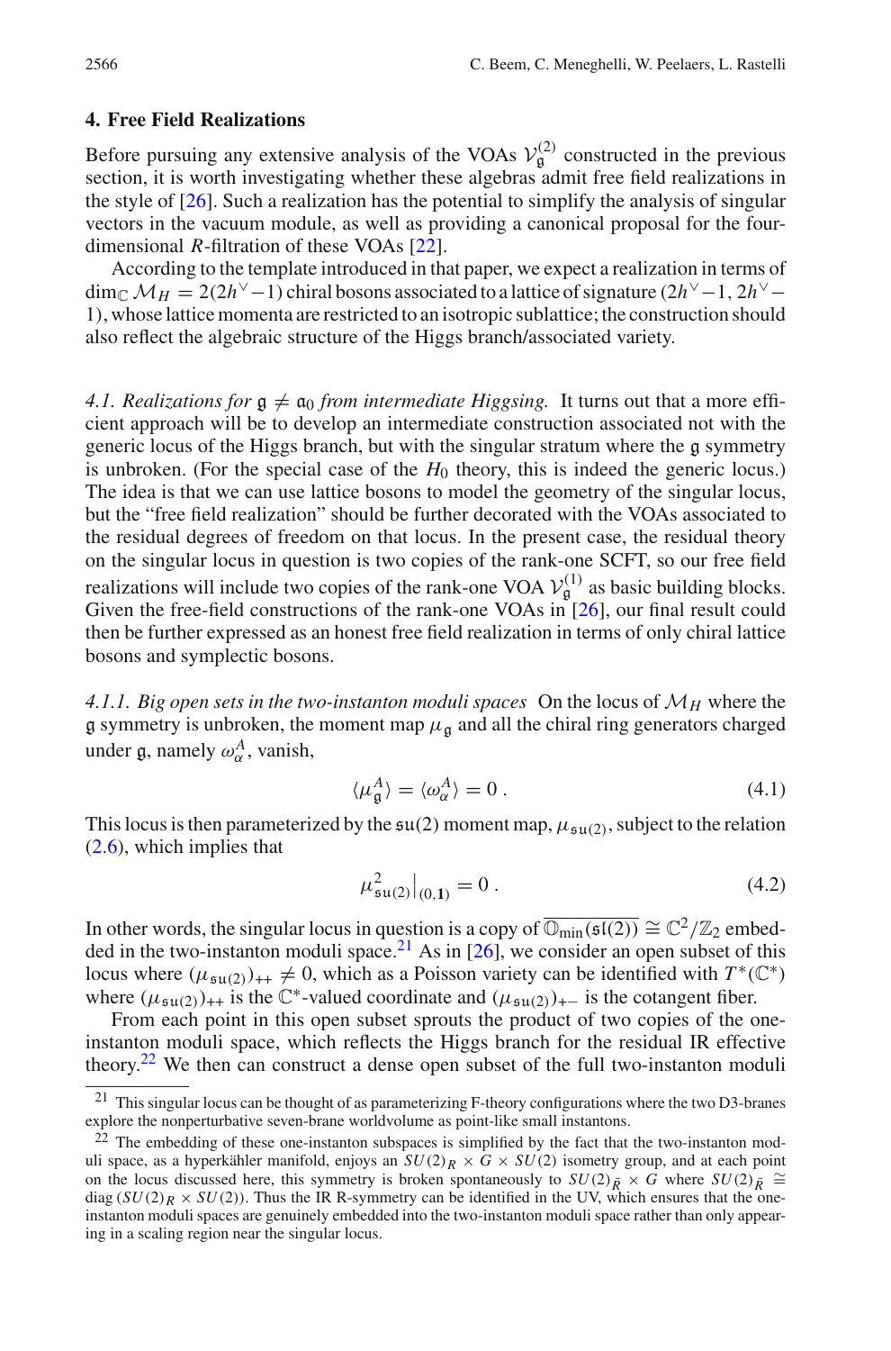## 4. Free Field Realizations

Before pursuing any extensive analysis of the VOAs $\mathcal{V}_{\mathfrak{g}}^{(2)}$ constructed in the previous section, it is worth investigating whether these algebras admit free field realizations in the style of [26]. Such a realization has the potential to simplify the analysis of singular vectors in the vacuum module, as well as providing a canonical proposal for the four-dimensional $R$-filtration of these VOAs [22].

According to the template introduced in that paper, we expect a realization in terms of $\dim_{\mathbb{C}} \mathcal{M}_H = 2(2h^\vee - 1)$ chiral bosons associated to a lattice of signature $(2h^\vee - 1, 2h^\vee - 1)$, whose lattice momenta are restricted to an isotropic sublattice; the construction should also reflect the algebraic structure of the Higgs branch/associated variety.

*4.1. Realizations for $\mathfrak{g} \neq \mathfrak{a}_0$ from intermediate Higgsing.* It turns out that a more efficient approach will be to develop an intermediate construction associated not with the generic locus of the Higgs branch, but with the singular stratum where the $\mathfrak{g}$ symmetry is unbroken. (For the special case of the $H_0$ theory, this is indeed the generic locus.) The idea is that we can use lattice bosons to model the geometry of the singular locus, but the "free field realization" should be further decorated with the VOAs associated to the residual degrees of freedom on that locus. In the present case, the residual theory on the singular locus in question is two copies of the rank-one SCFT, so our free field realizations will include two copies of the rank-one VOA $\mathcal{V}_{\mathfrak{g}}^{(1)}$ as basic building blocks. Given the free-field constructions of the rank-one VOAs in [26], our final result could then be further expressed as an honest free field realization in terms of only chiral lattice bosons and symplectic bosons.

*4.1.1. Big open sets in the two-instanton moduli spaces* On the locus of $\mathcal{M}_H$ where the $\mathfrak{g}$ symmetry is unbroken, the moment map $\mu_{\mathfrak{g}}$ and all the chiral ring generators charged under $\mathfrak{g}$, namely $\omega_\alpha^A$, vanish,

$$\langle \mu_{\mathfrak{g}}^A \rangle = \langle \omega_\alpha^A \rangle = 0 \,. \tag{4.1}$$

This locus is then parameterized by the $\mathfrak{su}(2)$ moment map, $\mu_{\mathfrak{su}(2)}$, subject to the relation (2.6), which implies that

$$\mu_{\mathfrak{su}(2)}^2 \big|_{(0,\mathbf{1})} = 0 \,. \tag{4.2}$$

In other words, the singular locus in question is a copy of $\overline{\mathbb{O}_{\min}(\mathfrak{sl}(2))} \cong \mathbb{C}^2/\mathbb{Z}_2$ embedded in the two-instanton moduli space.[21] As in [26], we consider an open subset of this locus where $(\mu_{\mathfrak{su}(2)})_{++} \neq 0$, which as a Poisson variety can be identified with $T^*(\mathbb{C}^*)$ where $(\mu_{\mathfrak{su}(2)})_{++}$ is the $\mathbb{C}^*$-valued coordinate and $(\mu_{\mathfrak{su}(2)})_{+-}$ is the cotangent fiber.

From each point in this open subset sprouts the product of two copies of the one-instanton moduli space, which reflects the Higgs branch for the residual IR effective theory.[22] We then can construct a dense open subset of the full two-instanton moduli

---

[21] This singular locus can be thought of as parameterizing F-theory configurations where the two D3-branes explore the nonperturbative seven-brane worldvolume as point-like small instantons.

[22] The embedding of these one-instanton subspaces is simplified by the fact that the two-instanton moduli space, as a hyperkähler manifold, enjoys an $SU(2)_R \times G \times SU(2)$ isometry group, and at each point on the locus discussed here, this symmetry is broken spontaneously to $SU(2)_{\bar{R}} \times G$ where $SU(2)_{\bar{R}} \cong \mathrm{diag}\,(SU(2)_R \times SU(2))$. Thus the IR R-symmetry can be identified in the UV, which ensures that the one-instanton moduli spaces are genuinely embedded into the two-instanton moduli space rather than only appearing in a scaling region near the singular locus.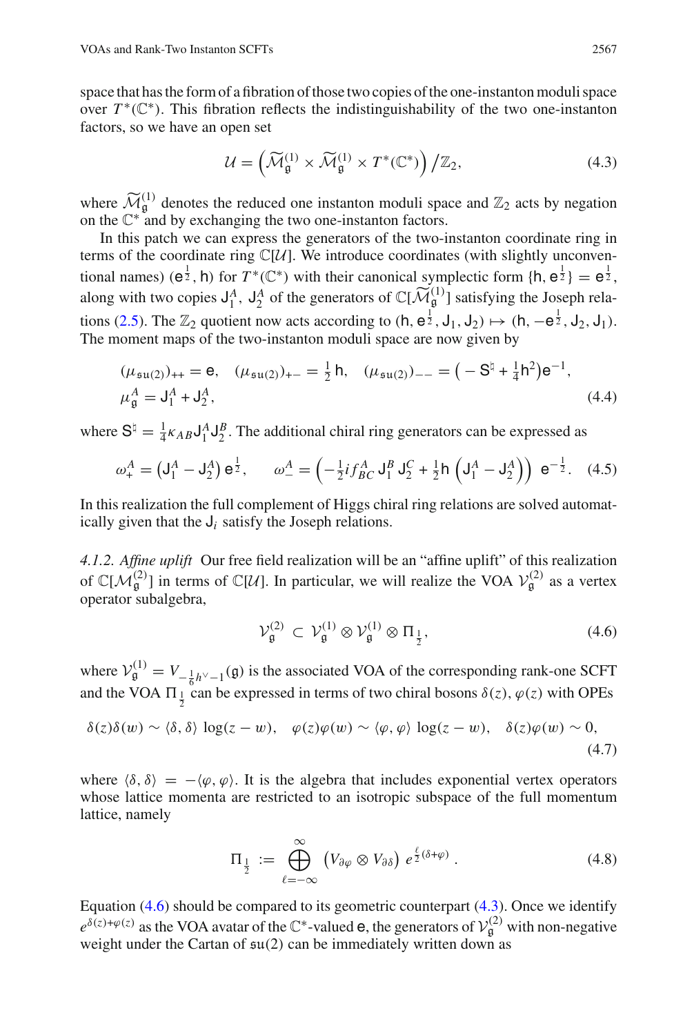space that has the form of a fibration of those two copies of the one-instanton moduli space over $T^*(\mathbb{C}^*)$. This fibration reflects the indistinguishability of the two one-instanton factors, so we have an open set

$$\mathcal{U} = \left(\widetilde{\mathcal{M}}_{\mathfrak{g}}^{(1)} \times \widetilde{\mathcal{M}}_{\mathfrak{g}}^{(1)} \times T^*(\mathbb{C}^*)\right)/\mathbb{Z}_2, \tag{4.3}$$

where $\widetilde{\mathcal{M}}_{\mathfrak{g}}^{(1)}$ denotes the reduced one instanton moduli space and $\mathbb{Z}_2$ acts by negation on the $\mathbb{C}^*$ and by exchanging the two one-instanton factors.

In this patch we can express the generators of the two-instanton coordinate ring in terms of the coordinate ring $\mathbb{C}[\mathcal{U}]$. We introduce coordinates (with slightly unconventional names) $(\mathsf{e}^{\frac{1}{2}}, \mathsf{h})$ for $T^*(\mathbb{C}^*)$ with their canonical symplectic form $\{\mathsf{h}, \mathsf{e}^{\frac{1}{2}}\} = \mathsf{e}^{\frac{1}{2}}$, along with two copies $\mathsf{J}_1^A$, $\mathsf{J}_2^A$ of the generators of $\mathbb{C}[\widetilde{\mathcal{M}}_{\mathfrak{g}}^{(1)}]$ satisfying the Joseph relations (2.5). The $\mathbb{Z}_2$ quotient now acts according to $(\mathsf{h}, \mathsf{e}^{\frac{1}{2}}, \mathsf{J}_1, \mathsf{J}_2) \mapsto (\mathsf{h}, -\mathsf{e}^{\frac{1}{2}}, \mathsf{J}_2, \mathsf{J}_1)$. The moment maps of the two-instanton moduli space are now given by

$$\begin{aligned}
&(\mu_{\mathfrak{su}(2)})_{++} = \mathsf{e}, \quad (\mu_{\mathfrak{su}(2)})_{+-} = \tfrac{1}{2}\,\mathsf{h}, \quad (\mu_{\mathfrak{su}(2)})_{--} = \left(-\mathsf{S}^{\natural} + \tfrac{1}{4}\mathsf{h}^2\right)\mathsf{e}^{-1}, \\
&\mu_{\mathfrak{g}}^A = \mathsf{J}_1^A + \mathsf{J}_2^A,
\end{aligned} \tag{4.4}$$

where $\mathsf{S}^{\natural} = \frac{1}{4}\kappa_{AB}\mathsf{J}_1^A\mathsf{J}_2^B$. The additional chiral ring generators can be expressed as

$$\omega_+^A = \left(\mathsf{J}_1^A - \mathsf{J}_2^A\right)\mathsf{e}^{\frac{1}{2}}, \qquad \omega_-^A = \left(-\tfrac{1}{2}if^A_{BC}\,\mathsf{J}_1^B\,\mathsf{J}_2^C + \tfrac{1}{2}\mathsf{h}\left(\mathsf{J}_1^A - \mathsf{J}_2^A\right)\right)\,\mathsf{e}^{-\frac{1}{2}}. \tag{4.5}$$

In this realization the full complement of Higgs chiral ring relations are solved automatically given that the $\mathsf{J}_i$ satisfy the Joseph relations.

*4.1.2. Affine uplift* Our free field realization will be an "affine uplift" of this realization of $\mathbb{C}[\mathcal{M}_{\mathfrak{g}}^{(2)}]$ in terms of $\mathbb{C}[\mathcal{U}]$. In particular, we will realize the VOA $\mathcal{V}_{\mathfrak{g}}^{(2)}$ as a vertex operator subalgebra,

$$\mathcal{V}_{\mathfrak{g}}^{(2)} \subset \mathcal{V}_{\mathfrak{g}}^{(1)} \otimes \mathcal{V}_{\mathfrak{g}}^{(1)} \otimes \Pi_{\frac{1}{2}}, \tag{4.6}$$

where $\mathcal{V}_{\mathfrak{g}}^{(1)} = V_{-\frac{1}{6}h^\vee - 1}(\mathfrak{g})$ is the associated VOA of the corresponding rank-one SCFT and the VOA $\Pi_{\frac{1}{2}}$ can be expressed in terms of two chiral bosons $\delta(z), \varphi(z)$ with OPEs

$$\delta(z)\delta(w) \sim \langle\delta,\delta\rangle\,\log(z-w), \quad \varphi(z)\varphi(w) \sim \langle\varphi,\varphi\rangle\,\log(z-w), \quad \delta(z)\varphi(w) \sim 0, \tag{4.7}$$

where $\langle\delta,\delta\rangle = -\langle\varphi,\varphi\rangle$. It is the algebra that includes exponential vertex operators whose lattice momenta are restricted to an isotropic subspace of the full momentum lattice, namely

$$\Pi_{\frac{1}{2}} := \bigoplus_{\ell=-\infty}^{\infty} \left(V_{\partial\varphi} \otimes V_{\partial\delta}\right)\, e^{\frac{\ell}{2}(\delta+\varphi)}\,. \tag{4.8}$$

Equation (4.6) should be compared to its geometric counterpart (4.3). Once we identify $e^{\delta(z)+\varphi(z)}$ as the VOA avatar of the $\mathbb{C}^*$-valued $\mathsf{e}$, the generators of $\mathcal{V}_{\mathfrak{g}}^{(2)}$ with non-negative weight under the Cartan of $\mathfrak{su}(2)$ can be immediately written down as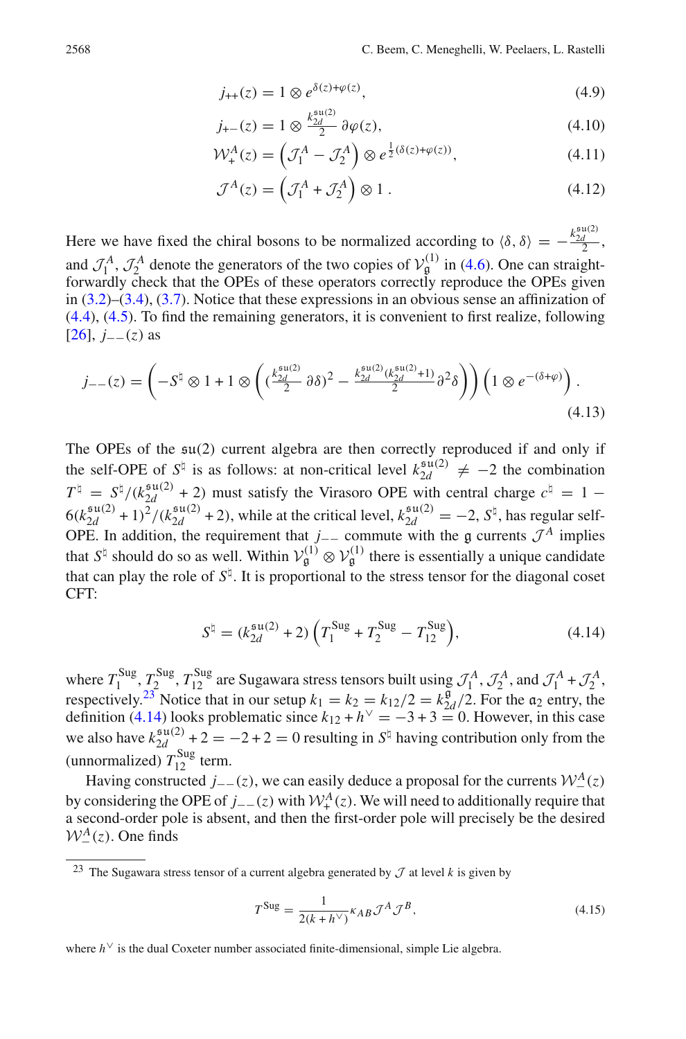$$j_{++}(z) = 1 \otimes e^{\delta(z)+\varphi(z)}, \tag{4.9}$$

$$j_{+-}(z) = 1 \otimes \tfrac{k_{2d}^{\mathfrak{su}(2)}}{2}\, \partial\varphi(z), \tag{4.10}$$

$$\mathcal{W}_+^A(z) = \left(\mathcal{J}_1^A - \mathcal{J}_2^A\right) \otimes e^{\frac{1}{2}(\delta(z)+\varphi(z))}, \tag{4.11}$$

$$\mathcal{J}^A(z) = \left(\mathcal{J}_1^A + \mathcal{J}_2^A\right) \otimes 1\,. \tag{4.12}$$

Here we have fixed the chiral bosons to be normalized according to $\langle\delta,\delta\rangle = -\frac{k_{2d}^{\mathfrak{su}(2)}}{2}$, and $\mathcal{J}_1^A, \mathcal{J}_2^A$ denote the generators of the two copies of $\mathcal{V}_{\mathfrak{g}}^{(1)}$ in (4.6). One can straightforwardly check that the OPEs of these operators correctly reproduce the OPEs given in (3.2)–(3.4), (3.7). Notice that these expressions in an obvious sense an affinization of (4.4), (4.5). To find the remaining generators, it is convenient to first realize, following [26], $j_{--}(z)$ as

$$j_{--}(z) = \left(-S^\natural \otimes 1 + 1 \otimes \left( (\tfrac{k_{2d}^{\mathfrak{su}(2)}}{2}\, \partial\delta)^2 - \tfrac{k_{2d}^{\mathfrak{su}(2)}(k_{2d}^{\mathfrak{su}(2)}+1)}{2} \partial^2\delta \right)\right) \left(1 \otimes e^{-(\delta+\varphi)}\right). \tag{4.13}$$

The OPEs of the $\mathfrak{su}(2)$ current algebra are then correctly reproduced if and only if the self-OPE of $S^\natural$ is as follows: at non-critical level $k_{2d}^{\mathfrak{su}(2)} \neq -2$ the combination $T^\natural = S^\natural/(k_{2d}^{\mathfrak{su}(2)}+2)$ must satisfy the Virasoro OPE with central charge $c^\natural = 1 - 6(k_{2d}^{\mathfrak{su}(2)}+1)^2/(k_{2d}^{\mathfrak{su}(2)}+2)$, while at the critical level, $k_{2d}^{\mathfrak{su}(2)} = -2$, $S^\natural$, has regular self-OPE. In addition, the requirement that $j_{--}$ commute with the $\mathfrak{g}$ currents $\mathcal{J}^A$ implies that $S^\natural$ should do so as well. Within $\mathcal{V}_{\mathfrak{g}}^{(1)} \otimes \mathcal{V}_{\mathfrak{g}}^{(1)}$ there is essentially a unique candidate that can play the role of $S^\natural$. It is proportional to the stress tensor for the diagonal coset CFT:

$$S^\natural = (k_{2d}^{\mathfrak{su}(2)}+2)\left(T_1^{\text{Sug}} + T_2^{\text{Sug}} - T_{12}^{\text{Sug}}\right), \tag{4.14}$$

where $T_1^{\text{Sug}}, T_2^{\text{Sug}}, T_{12}^{\text{Sug}}$ are Sugawara stress tensors built using $\mathcal{J}_1^A$, $\mathcal{J}_2^A$, and $\mathcal{J}_1^A + \mathcal{J}_2^A$, respectively.[23] Notice that in our setup $k_1 = k_2 = k_{12}/2 = k_{2d}^{\mathfrak{g}}/2$. For the $\mathfrak{a}_2$ entry, the definition (4.14) looks problematic since $k_{12} + h^\vee = -3+3 = 0$. However, in this case we also have $k_{2d}^{\mathfrak{su}(2)}+2 = -2+2 = 0$ resulting in $S^\natural$ having contribution only from the (unnormalized) $T_{12}^{\text{Sug}}$ term.

Having constructed $j_{--}(z)$, we can easily deduce a proposal for the currents $\mathcal{W}_-^A(z)$ by considering the OPE of $j_{--}(z)$ with $\mathcal{W}_+^A(z)$. We will need to additionally require that a second-order pole is absent, and then the first-order pole will precisely be the desired $\mathcal{W}_-^A(z)$. One finds

---

[23] The Sugawara stress tensor of a current algebra generated by $\mathcal{J}$ at level $k$ is given by

$$T^{\text{Sug}} = \frac{1}{2(k+h^\vee)} \kappa_{AB}\mathcal{J}^A\mathcal{J}^B, \tag{4.15}$$

where $h^\vee$ is the dual Coxeter number associated finite-dimensional, simple Lie algebra.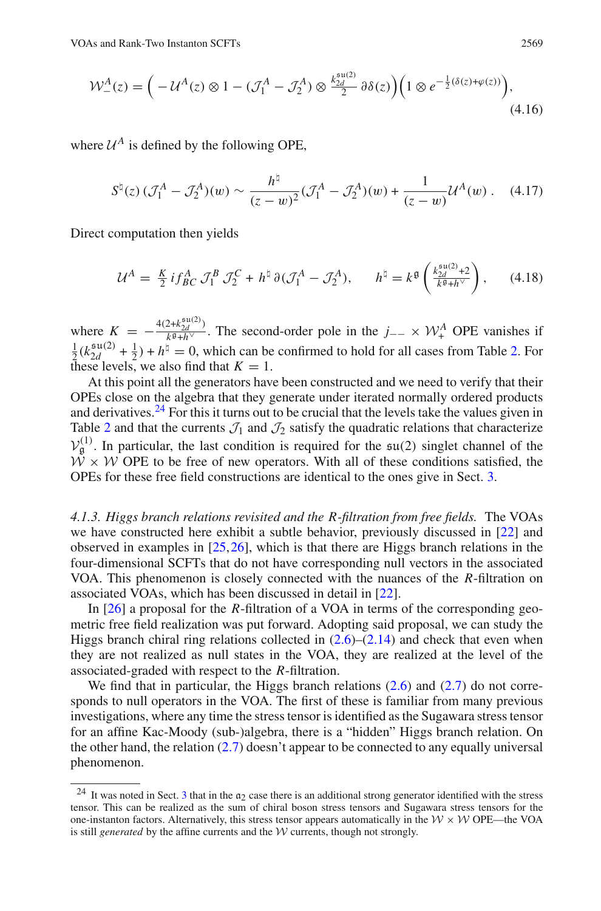$$\mathcal{W}_{-}^{A}(z) = \Big( -\mathcal{U}^{A}(z) \otimes 1 - (\mathcal{J}_1^A - \mathcal{J}_2^A) \otimes \tfrac{k_{2d}^{\mathfrak{su}(2)}}{2}\, \partial\delta(z) \Big) \Big( 1 \otimes e^{-\frac{1}{2}(\delta(z)+\varphi(z))} \Big), \tag{4.16}$$

where $\mathcal{U}^A$ is defined by the following OPE,

$$S^{\natural}(z)\, (\mathcal{J}_1^A - \mathcal{J}_2^A)(w) \sim \frac{h^{\natural}}{(z-w)^2} (\mathcal{J}_1^A - \mathcal{J}_2^A)(w) + \frac{1}{(z-w)} \mathcal{U}^A(w)\,. \tag{4.17}$$

Direct computation then yields

$$\mathcal{U}^A = \tfrac{K}{2}\, i f^A_{BC}\, \mathcal{J}_1^B\, \mathcal{J}_2^C + h^{\natural}\, \partial(\mathcal{J}_1^A - \mathcal{J}_2^A), \qquad h^{\natural} = k^{\mathfrak{g}} \left( \tfrac{k_{2d}^{\mathfrak{su}(2)}+2}{k^{\mathfrak{g}}+h^{\vee}} \right), \tag{4.18}$$

where $K = -\frac{4(2+k_{2d}^{\mathfrak{su}(2)})}{k^{\mathfrak{g}}+h^{\vee}}$. The second-order pole in the $j_{--} \times \mathcal{W}_{+}^{A}$ OPE vanishes if $\frac{1}{2}(k_{2d}^{\mathfrak{su}(2)} + \frac{1}{2}) + h^{\natural} = 0$, which can be confirmed to hold for all cases from Table 2. For these levels, we also find that $K = 1$.

At this point all the generators have been constructed and we need to verify that their OPEs close on the algebra that they generate under iterated normally ordered products and derivatives.[24] For this it turns out to be crucial that the levels take the values given in Table 2 and that the currents $\mathcal{J}_1$ and $\mathcal{J}_2$ satisfy the quadratic relations that characterize $\mathcal{V}_{\mathfrak{g}}^{(1)}$. In particular, the last condition is required for the $\mathfrak{su}(2)$ singlet channel of the $\mathcal{W} \times \mathcal{W}$ OPE to be free of new operators. With all of these conditions satisfied, the OPEs for these free field constructions are identical to the ones give in Sect. 3.

*4.1.3. Higgs branch relations revisited and the R-filtration from free fields.* The VOAs we have constructed here exhibit a subtle behavior, previously discussed in [22] and observed in examples in [25,26], which is that there are Higgs branch relations in the four-dimensional SCFTs that do not have corresponding null vectors in the associated VOA. This phenomenon is closely connected with the nuances of the $R$-filtration on associated VOAs, which has been discussed in detail in [22].

In [26] a proposal for the $R$-filtration of a VOA in terms of the corresponding geometric free field realization was put forward. Adopting said proposal, we can study the Higgs branch chiral ring relations collected in (2.6)–(2.14) and check that even when they are not realized as null states in the VOA, they are realized at the level of the associated-graded with respect to the $R$-filtration.

We find that in particular, the Higgs branch relations (2.6) and (2.7) do not corresponds to null operators in the VOA. The first of these is familiar from many previous investigations, where any time the stress tensor is identified as the Sugawara stress tensor for an affine Kac-Moody (sub-)algebra, there is a "hidden" Higgs branch relation. On the other hand, the relation (2.7) doesn't appear to be connected to any equally universal phenomenon.

---

[24] It was noted in Sect. 3 that in the $\mathfrak{a}_2$ case there is an additional strong generator identified with the stress tensor. This can be realized as the sum of chiral boson stress tensors and Sugawara stress tensors for the one-instanton factors. Alternatively, this stress tensor appears automatically in the $\mathcal{W} \times \mathcal{W}$ OPE—the VOA is still *generated* by the affine currents and the $\mathcal{W}$ currents, though not strongly.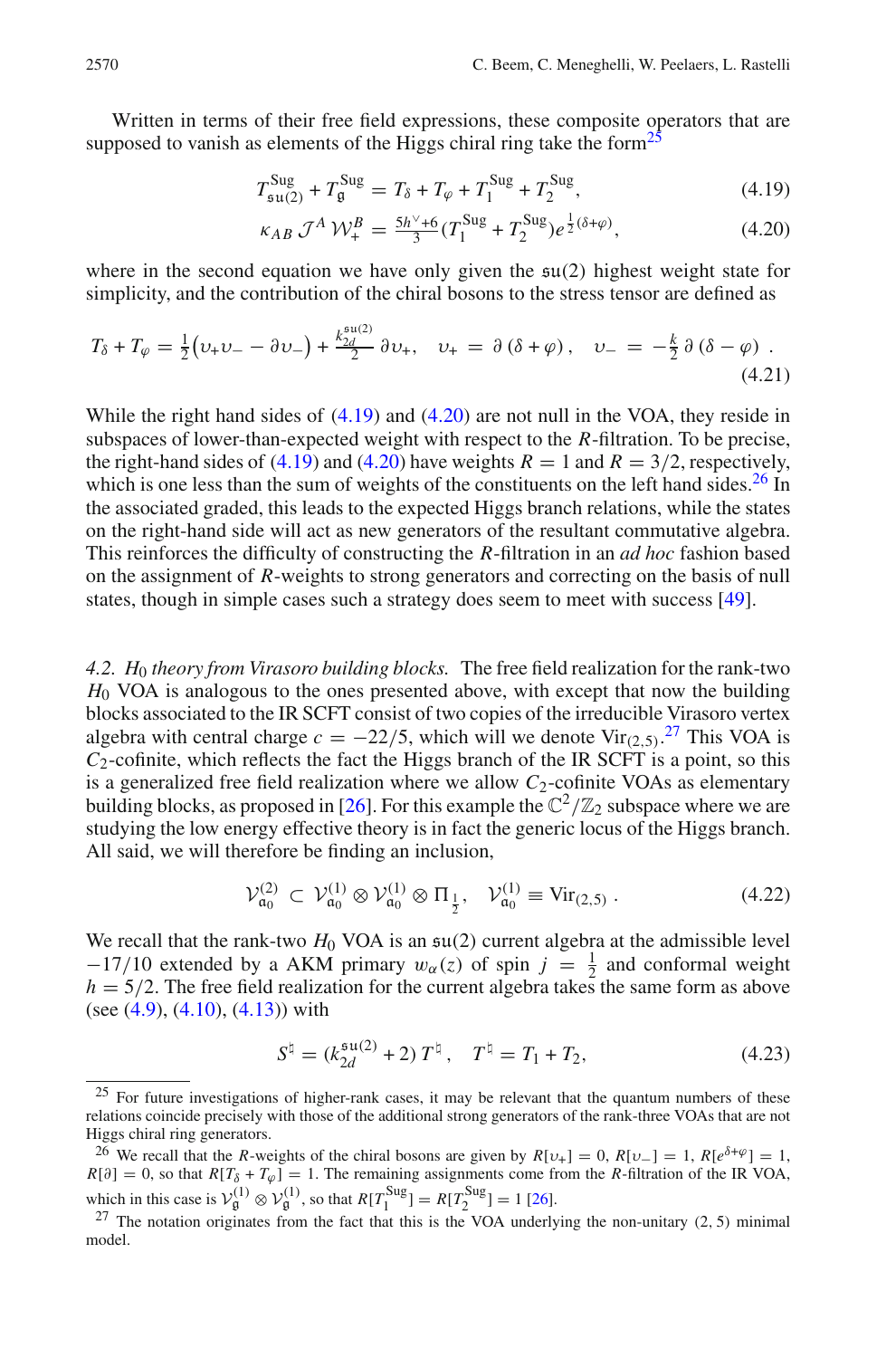Written in terms of their free field expressions, these composite operators that are supposed to vanish as elements of the Higgs chiral ring take the form[25]

$$T^{\text{Sug}}_{\mathfrak{su}(2)} + T^{\text{Sug}}_{\mathfrak{g}} = T_\delta + T_\varphi + T^{\text{Sug}}_1 + T^{\text{Sug}}_2, \tag{4.19}$$

$$\kappa_{AB}\, \mathcal{J}^A\, \mathcal{W}^B_+ = \tfrac{5h^\vee+6}{3}(T^{\text{Sug}}_1 + T^{\text{Sug}}_2) e^{\frac{1}{2}(\delta+\varphi)}, \tag{4.20}$$

where in the second equation we have only given the $\mathfrak{su}(2)$ highest weight state for simplicity, and the contribution of the chiral bosons to the stress tensor are defined as

$$T_\delta + T_\varphi = \tfrac{1}{2}\big(\upsilon_+\upsilon_- - \partial\upsilon_-\big) + \tfrac{k^{\mathfrak{su}(2)}_{2d}}{2}\,\partial\upsilon_+, \quad \upsilon_+ = \partial\,(\delta+\varphi)\,, \quad \upsilon_- = -\tfrac{k}{2}\,\partial\,(\delta-\varphi)\ . \tag{4.21}$$

While the right hand sides of (4.19) and (4.20) are not null in the VOA, they reside in subspaces of lower-than-expected weight with respect to the $R$-filtration. To be precise, the right-hand sides of (4.19) and (4.20) have weights $R = 1$ and $R = 3/2$, respectively, which is one less than the sum of weights of the constituents on the left hand sides.[26] In the associated graded, this leads to the expected Higgs branch relations, while the states on the right-hand side will act as new generators of the resultant commutative algebra. This reinforces the difficulty of constructing the $R$-filtration in an *ad hoc* fashion based on the assignment of $R$-weights to strong generators and correcting on the basis of null states, though in simple cases such a strategy does seem to meet with success [49].

*4.2. $H_0$ theory from Virasoro building blocks.* The free field realization for the rank-two $H_0$ VOA is analogous to the ones presented above, with except that now the building blocks associated to the IR SCFT consist of two copies of the irreducible Virasoro vertex algebra with central charge $c = -22/5$, which will we denote $\text{Vir}_{(2,5)}$.[27] This VOA is $C_2$-cofinite, which reflects the fact the Higgs branch of the IR SCFT is a point, so this is a generalized free field realization where we allow $C_2$-cofinite VOAs as elementary building blocks, as proposed in [26]. For this example the $\mathbb{C}^2/\mathbb{Z}_2$ subspace where we are studying the low energy effective theory is in fact the generic locus of the Higgs branch. All said, we will therefore be finding an inclusion,

$$\mathcal{V}^{(2)}_{\mathfrak{a}_0} \subset \mathcal{V}^{(1)}_{\mathfrak{a}_0} \otimes \mathcal{V}^{(1)}_{\mathfrak{a}_0} \otimes \Pi_{\frac{1}{2}}, \quad \mathcal{V}^{(1)}_{\mathfrak{a}_0} \equiv \text{Vir}_{(2,5)}\ . \tag{4.22}$$

We recall that the rank-two $H_0$ VOA is an $\mathfrak{su}(2)$ current algebra at the admissible level $-17/10$ extended by a AKM primary $w_\alpha(z)$ of spin $j = \frac{1}{2}$ and conformal weight $h = 5/2$. The free field realization for the current algebra takes the same form as above (see (4.9), (4.10), (4.13)) with

$$S^\natural = (k^{\mathfrak{su}(2)}_{2d} + 2)\, T^\natural\,, \quad T^\natural = T_1 + T_2, \tag{4.23}$$

---

[25] For future investigations of higher-rank cases, it may be relevant that the quantum numbers of these relations coincide precisely with those of the additional strong generators of the rank-three VOAs that are not Higgs chiral ring generators.

[26] We recall that the $R$-weights of the chiral bosons are given by $R[\upsilon_+] = 0$, $R[\upsilon_-] = 1$, $R[e^{\delta+\varphi}] = 1$, $R[\partial] = 0$, so that $R[T_\delta + T_\varphi] = 1$. The remaining assignments come from the $R$-filtration of the IR VOA, which in this case is $\mathcal{V}^{(1)}_{\mathfrak{g}} \otimes \mathcal{V}^{(1)}_{\mathfrak{g}}$, so that $R[T^{\text{Sug}}_1] = R[T^{\text{Sug}}_2] = 1$ [26].

[27] The notation originates from the fact that this is the VOA underlying the non-unitary $(2, 5)$ minimal model.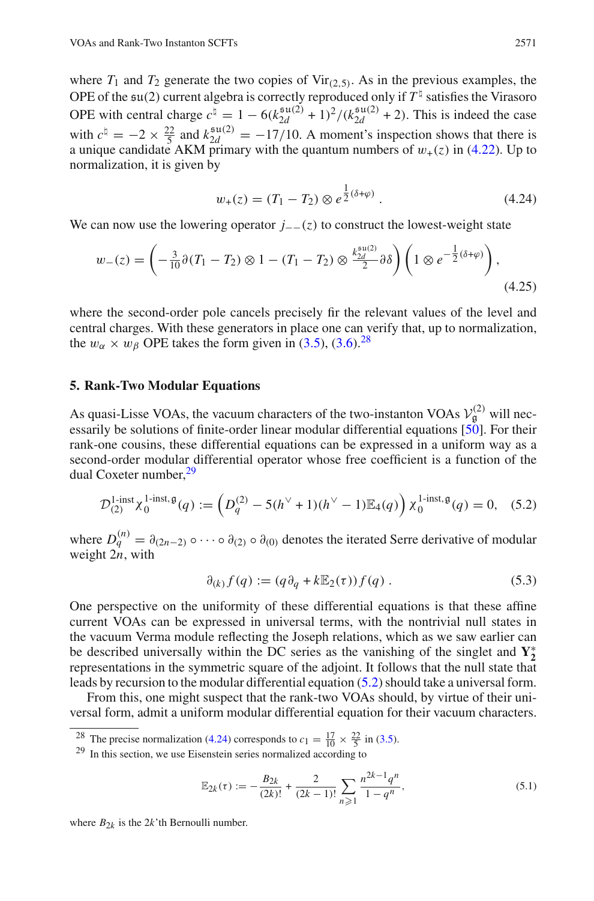where $T_1$ and $T_2$ generate the two copies of $\mathrm{Vir}_{(2,5)}$. As in the previous examples, the OPE of the $\mathfrak{su}(2)$ current algebra is correctly reproduced only if $T^\natural$ satisfies the Virasoro OPE with central charge $c^\natural = 1 - 6(k_{2d}^{\mathfrak{su}(2)}+1)^2/(k_{2d}^{\mathfrak{su}(2)}+2)$. This is indeed the case with $c^\natural = -2 \times \frac{22}{5}$ and $k_{2d}^{\mathfrak{su}(2)} = -17/10$. A moment's inspection shows that there is a unique candidate AKM primary with the quantum numbers of $w_+(z)$ in (4.22). Up to normalization, it is given by

$$
w_+(z) = (T_1 - T_2) \otimes e^{\frac{1}{2}(\delta+\varphi)} . \tag{4.24}
$$

We can now use the lowering operator $j_{--}(z)$ to construct the lowest-weight state

$$
w_-(z) = \left( -\tfrac{3}{10}\partial(T_1 - T_2) \otimes 1 - (T_1 - T_2) \otimes \frac{k_{2d}^{\mathfrak{su}(2)}}{2} \partial\delta \right) \left( 1 \otimes e^{-\frac{1}{2}(\delta+\varphi)} \right) , \tag{4.25}
$$

where the second-order pole cancels precisely fir the relevant values of the level and central charges. With these generators in place one can verify that, up to normalization, the $w_\alpha \times w_\beta$ OPE takes the form given in (3.5), (3.6).[28]

## 5. Rank-Two Modular Equations

As quasi-Lisse VOAs, the vacuum characters of the two-instanton VOAs $\mathcal{V}_{\mathfrak{g}}^{(2)}$ will necessarily be solutions of finite-order linear modular differential equations [50]. For their rank-one cousins, these differential equations can be expressed in a uniform way as a second-order modular differential operator whose free coefficient is a function of the dual Coxeter number,[29]

$$
\mathcal{D}_{(2)}^{\text{1-inst}} \chi_0^{\text{1-inst},\mathfrak{g}}(q) := \left( D_q^{(2)} - 5(h^\vee+1)(h^\vee-1)\mathbb{E}_4(q) \right) \chi_0^{\text{1-inst},\mathfrak{g}}(q) = 0, \tag{5.2}
$$

where $D_q^{(n)} = \partial_{(2n-2)} \circ \cdots \circ \partial_{(2)} \circ \partial_{(0)}$ denotes the iterated Serre derivative of modular weight $2n$, with

$$
\partial_{(k)} f(q) := (q\partial_q + k\mathbb{E}_2(\tau)) f(q) . \tag{5.3}
$$

One perspective on the uniformity of these differential equations is that these affine current VOAs can be expressed in universal terms, with the nontrivial null states in the vacuum Verma module reflecting the Joseph relations, which as we saw earlier can be described universally within the DC series as the vanishing of the singlet and $\mathbf{Y}_2^*$ representations in the symmetric square of the adjoint. It follows that the null state that leads by recursion to the modular differential equation (5.2) should take a universal form.

From this, one might suspect that the rank-two VOAs should, by virtue of their universal form, admit a uniform modular differential equation for their vacuum characters.

---

[28] The precise normalization (4.24) corresponds to $c_1 = \frac{17}{10} \times \frac{22}{5}$ in (3.5).

[29] In this section, we use Eisenstein series normalized according to

$$
\mathbb{E}_{2k}(\tau) := -\frac{B_{2k}}{(2k)!} + \frac{2}{(2k-1)!} \sum_{n\geqslant 1} \frac{n^{2k-1}q^n}{1-q^n}, \tag{5.1}
$$

where $B_{2k}$ is the $2k$'th Bernoulli number.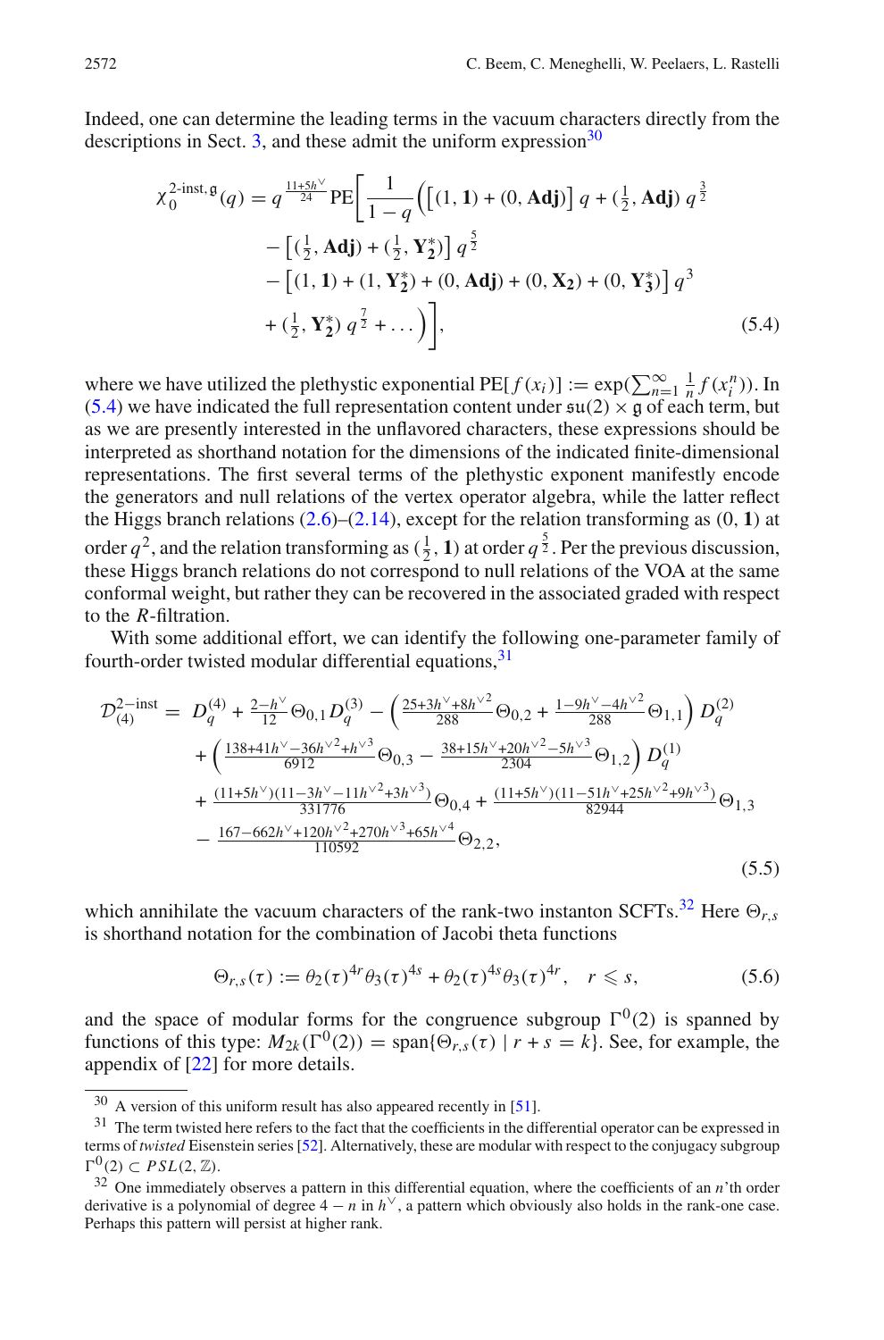Indeed, one can determine the leading terms in the vacuum characters directly from the descriptions in Sect. 3, and these admit the uniform expression[30]

$$
\begin{aligned}
\chi_0^{\text{2-inst},\mathfrak{g}}(q) = q^{\frac{11+5h^\vee}{24}} \text{PE}\Bigg[ \frac{1}{1-q}\Big( &\big[(1,\mathbf{1}) + (0,\mathbf{Adj})\big]\, q + (\tfrac{1}{2},\mathbf{Adj})\, q^{\frac{3}{2}} \\
&- \big[(\tfrac{1}{2},\mathbf{Adj}) + (\tfrac{1}{2},\mathbf{Y_2^*})\big]\, q^{\frac{5}{2}} \\
&- \big[(1,\mathbf{1}) + (1,\mathbf{Y_2^*}) + (0,\mathbf{Adj}) + (0,\mathbf{X_2}) + (0,\mathbf{Y_3^*})\big]\, q^3 \\
&+ (\tfrac{1}{2},\mathbf{Y_2^*})\, q^{\frac{7}{2}} + \ldots \Big) \Bigg],
\end{aligned}
\tag{5.4}
$$

where we have utilized the plethystic exponential $\text{PE}[f(x_i)] := \exp(\sum_{n=1}^{\infty} \frac{1}{n} f(x_i^n))$. In (5.4) we have indicated the full representation content under $\mathfrak{su}(2) \times \mathfrak{g}$ of each term, but as we are presently interested in the unflavored characters, these expressions should be interpreted as shorthand notation for the dimensions of the indicated finite-dimensional representations. The first several terms of the plethystic exponent manifestly encode the generators and null relations of the vertex operator algebra, while the latter reflect the Higgs branch relations (2.6)–(2.14), except for the relation transforming as $(0,\mathbf{1})$ at order $q^2$, and the relation transforming as $(\frac{1}{2},\mathbf{1})$ at order $q^{\frac{5}{2}}$. Per the previous discussion, these Higgs branch relations do not correspond to null relations of the VOA at the same conformal weight, but rather they can be recovered in the associated graded with respect to the $R$-filtration.

With some additional effort, we can identify the following one-parameter family of fourth-order twisted modular differential equations,[31]

$$
\begin{aligned}
\mathcal{D}_{(4)}^{2-\text{inst}} = \; & D_q^{(4)} + \tfrac{2-h^\vee}{12}\Theta_{0,1} D_q^{(3)} - \left( \tfrac{25+3h^\vee+8h^{\vee 2}}{288}\Theta_{0,2} + \tfrac{1-9h^\vee-4h^{\vee 2}}{288}\Theta_{1,1} \right) D_q^{(2)} \\
& + \left( \tfrac{138+41h^\vee-36h^{\vee 2}+h^{\vee 3}}{6912}\Theta_{0,3} - \tfrac{38+15h^\vee+20h^{\vee 2}-5h^{\vee 3}}{2304}\Theta_{1,2} \right) D_q^{(1)} \\
& + \tfrac{(11+5h^\vee)(11-3h^\vee-11h^{\vee 2}+3h^{\vee 3})}{331776}\Theta_{0,4} + \tfrac{(11+5h^\vee)(11-51h^\vee+25h^{\vee 2}+9h^{\vee 3})}{82944}\Theta_{1,3} \\
& - \tfrac{167-662h^\vee+120h^{\vee 2}+270h^{\vee 3}+65h^{\vee 4}}{110592}\Theta_{2,2},
\end{aligned}
\tag{5.5}
$$

which annihilate the vacuum characters of the rank-two instanton SCFTs.[32] Here $\Theta_{r,s}$ is shorthand notation for the combination of Jacobi theta functions

$$
\Theta_{r,s}(\tau) := \theta_2(\tau)^{4r}\theta_3(\tau)^{4s} + \theta_2(\tau)^{4s}\theta_3(\tau)^{4r}, \quad r \leqslant s,
\tag{5.6}
$$

and the space of modular forms for the congruence subgroup $\Gamma^0(2)$ is spanned by functions of this type: $M_{2k}(\Gamma^0(2)) = \text{span}\{\Theta_{r,s}(\tau) \mid r+s=k\}$. See, for example, the appendix of [22] for more details.

---

[30] A version of this uniform result has also appeared recently in [51].

[31] The term twisted here refers to the fact that the coefficients in the differential operator can be expressed in terms of *twisted* Eisenstein series [52]. Alternatively, these are modular with respect to the conjugacy subgroup $\Gamma^0(2) \subset PSL(2,\mathbb{Z})$.

[32] One immediately observes a pattern in this differential equation, where the coefficients of an $n$'th order derivative is a polynomial of degree $4-n$ in $h^\vee$, a pattern which obviously also holds in the rank-one case. Perhaps this pattern will persist at higher rank.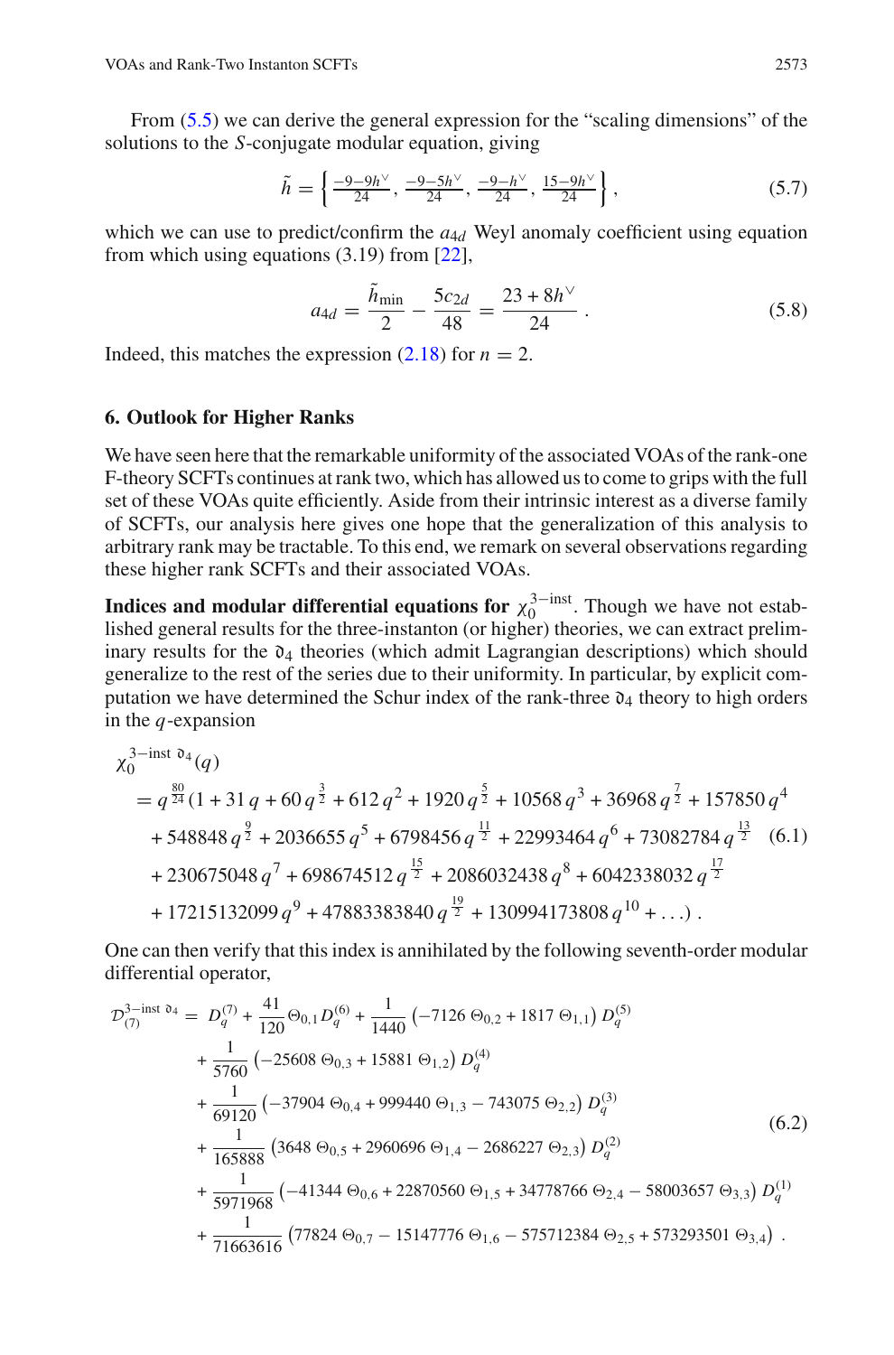From (5.5) we can derive the general expression for the "scaling dimensions" of the solutions to the $S$-conjugate modular equation, giving

$$\tilde{h} = \left\{ \tfrac{-9-9h^\vee}{24}, \tfrac{-9-5h^\vee}{24}, \tfrac{-9-h^\vee}{24}, \tfrac{15-9h^\vee}{24} \right\}, \tag{5.7}$$

which we can use to predict/confirm the $a_{4d}$ Weyl anomaly coefficient using equation from which using equations (3.19) from [22],

$$a_{4d} = \frac{\tilde{h}_{\text{min}}}{2} - \frac{5c_{2d}}{48} = \frac{23+8h^\vee}{24}. \tag{5.8}$$

Indeed, this matches the expression (2.18) for $n = 2$.

## 6. Outlook for Higher Ranks

We have seen here that the remarkable uniformity of the associated VOAs of the rank-one F-theory SCFTs continues at rank two, which has allowed us to come to grips with the full set of these VOAs quite efficiently. Aside from their intrinsic interest as a diverse family of SCFTs, our analysis here gives one hope that the generalization of this analysis to arbitrary rank may be tractable. To this end, we remark on several observations regarding these higher rank SCFTs and their associated VOAs.

**Indices and modular differential equations for $\chi_0^{3-\text{inst}}$.** Though we have not established general results for the three-instanton (or higher) theories, we can extract preliminary results for the $\mathfrak{d}_4$ theories (which admit Lagrangian descriptions) which should generalize to the rest of the series due to their uniformity. In particular, by explicit computation we have determined the Schur index of the rank-three $\mathfrak{d}_4$ theory to high orders in the $q$-expansion

$$\begin{aligned}
&\chi_0^{3-\text{inst}\ \mathfrak{d}_4}(q) \\
&= q^{\frac{80}{24}}(1 + 31\,q + 60\,q^{\frac{3}{2}} + 612\,q^2 + 1920\,q^{\frac{5}{2}} + 10568\,q^3 + 36968\,q^{\frac{7}{2}} + 157850\,q^4 \\
&\quad + 548848\,q^{\frac{9}{2}} + 2036655\,q^5 + 6798456\,q^{\frac{11}{2}} + 22993464\,q^6 + 73082784\,q^{\frac{13}{2}} \\
&\quad + 230675048\,q^7 + 698674512\,q^{\frac{15}{2}} + 2086032438\,q^8 + 6042338032\,q^{\frac{17}{2}} \\
&\quad + 17215132099\,q^9 + 47883383840\,q^{\frac{19}{2}} + 130994173808\,q^{10} + \ldots).
\end{aligned} \tag{6.1}$$

One can then verify that this index is annihilated by the following seventh-order modular differential operator,

$$\begin{aligned}
\mathcal{D}_{(7)}^{3-\text{inst}\ \mathfrak{d}_4} = {} & D_q^{(7)} + \frac{41}{120}\Theta_{0,1} D_q^{(6)} + \frac{1}{1440}\left(-7126\ \Theta_{0,2} + 1817\ \Theta_{1,1}\right) D_q^{(5)} \\
& + \frac{1}{5760}\left(-25608\ \Theta_{0,3} + 15881\ \Theta_{1,2}\right) D_q^{(4)} \\
& + \frac{1}{69120}\left(-37904\ \Theta_{0,4} + 999440\ \Theta_{1,3} - 743075\ \Theta_{2,2}\right) D_q^{(3)} \\
& + \frac{1}{165888}\left(3648\ \Theta_{0,5} + 2960696\ \Theta_{1,4} - 2686227\ \Theta_{2,3}\right) D_q^{(2)} \\
& + \frac{1}{5971968}\left(-41344\ \Theta_{0,6} + 22870560\ \Theta_{1,5} + 34778766\ \Theta_{2,4} - 58003657\ \Theta_{3,3}\right) D_q^{(1)} \\
& + \frac{1}{71663616}\left(77824\ \Theta_{0,7} - 15147776\ \Theta_{1,6} - 575712384\ \Theta_{2,5} + 573293501\ \Theta_{3,4}\right).
\end{aligned} \tag{6.2}$$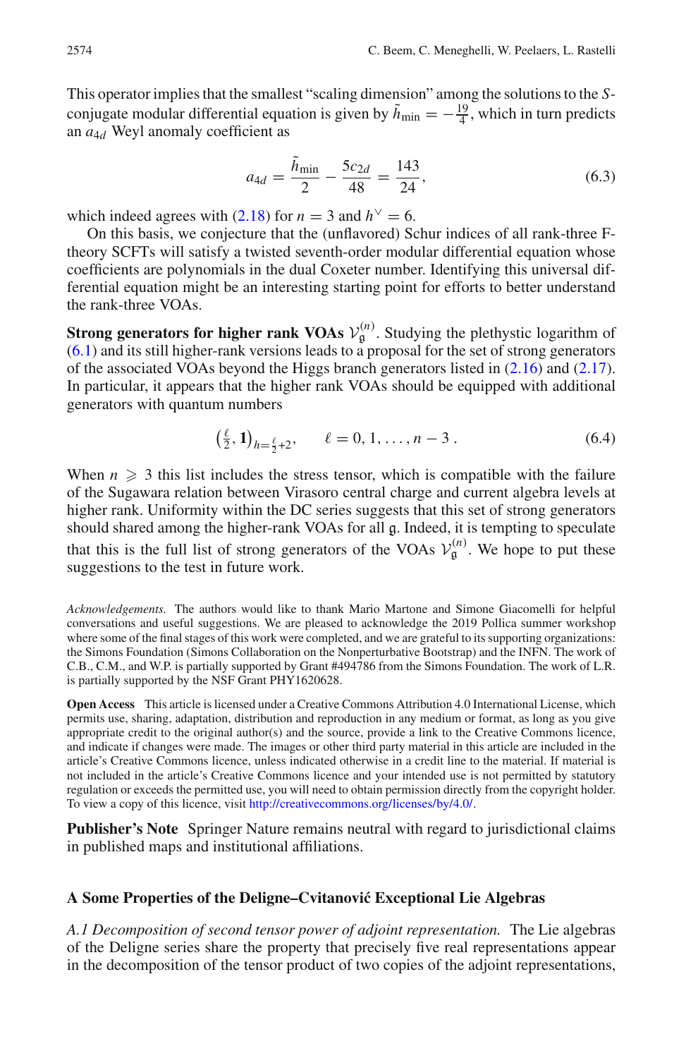This operator implies that the smallest "scaling dimension" among the solutions to the $S$-conjugate modular differential equation is given by $\tilde{h}_{\min} = -\frac{19}{4}$, which in turn predicts an $a_{4d}$ Weyl anomaly coefficient as

$$a_{4d} = \frac{\tilde{h}_{\min}}{2} - \frac{5c_{2d}}{48} = \frac{143}{24}, \tag{6.3}$$

which indeed agrees with (2.18) for $n = 3$ and $h^\vee = 6$.

On this basis, we conjecture that the (unflavored) Schur indices of all rank-three F-theory SCFTs will satisfy a twisted seventh-order modular differential equation whose coefficients are polynomials in the dual Coxeter number. Identifying this universal differential equation might be an interesting starting point for efforts to better understand the rank-three VOAs.

**Strong generators for higher rank VOAs $\mathcal{V}_{\mathfrak{g}}^{(n)}$.** Studying the plethystic logarithm of (6.1) and its still higher-rank versions leads to a proposal for the set of strong generators of the associated VOAs beyond the Higgs branch generators listed in (2.16) and (2.17). In particular, it appears that the higher rank VOAs should be equipped with additional generators with quantum numbers

$$\left(\tfrac{\ell}{2}, \mathbf{1}\right)_{h=\frac{\ell}{2}+2}, \qquad \ell = 0, 1, \ldots, n-3\,. \tag{6.4}$$

When $n \geqslant 3$ this list includes the stress tensor, which is compatible with the failure of the Sugawara relation between Virasoro central charge and current algebra levels at higher rank. Uniformity within the DC series suggests that this set of strong generators should shared among the higher-rank VOAs for all $\mathfrak{g}$. Indeed, it is tempting to speculate that this is the full list of strong generators of the VOAs $\mathcal{V}_{\mathfrak{g}}^{(n)}$. We hope to put these suggestions to the test in future work.

*Acknowledgements.* The authors would like to thank Mario Martone and Simone Giacomelli for helpful conversations and useful suggestions. We are pleased to acknowledge the 2019 Pollica summer workshop where some of the final stages of this work were completed, and we are grateful to its supporting organizations: the Simons Foundation (Simons Collaboration on the Nonperturbative Bootstrap) and the INFN. The work of C.B., C.M., and W.P. is partially supported by Grant #494786 from the Simons Foundation. The work of L.R. is partially supported by the NSF Grant PHY1620628.

**Open Access** This article is licensed under a Creative Commons Attribution 4.0 International License, which permits use, sharing, adaptation, distribution and reproduction in any medium or format, as long as you give appropriate credit to the original author(s) and the source, provide a link to the Creative Commons licence, and indicate if changes were made. The images or other third party material in this article are included in the article's Creative Commons licence, unless indicated otherwise in a credit line to the material. If material is not included in the article's Creative Commons licence and your intended use is not permitted by statutory regulation or exceeds the permitted use, you will need to obtain permission directly from the copyright holder. To view a copy of this licence, visit http://creativecommons.org/licenses/by/4.0/.

**Publisher's Note** Springer Nature remains neutral with regard to jurisdictional claims in published maps and institutional affiliations.

## A Some Properties of the Deligne–Cvitanović Exceptional Lie Algebras

*A.1 Decomposition of second tensor power of adjoint representation.* The Lie algebras of the Deligne series share the property that precisely five real representations appear in the decomposition of the tensor product of two copies of the adjoint representations,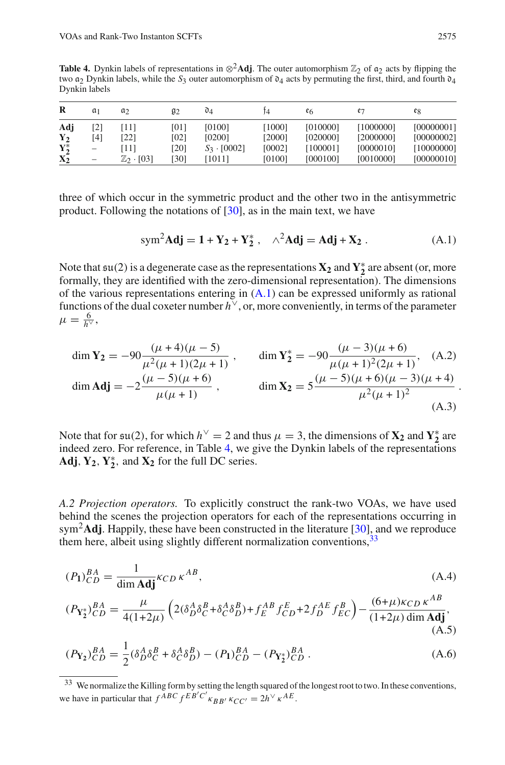**Table 4.** Dynkin labels of representations in $\otimes^2\mathbf{Adj}$. The outer automorphism $\mathbb{Z}_2$ of $\mathfrak{a}_2$ acts by flipping the two $\mathfrak{a}_2$ Dynkin labels, while the $S_3$ outer automorphism of $\mathfrak{d}_4$ acts by permuting the first, third, and fourth $\mathfrak{d}_4$ Dynkin labels

| $\mathbf{R}$ | $\mathfrak{a}_1$ | $\mathfrak{a}_2$ | $\mathfrak{g}_2$ | $\mathfrak{d}_4$ | $\mathfrak{f}_4$ | $\mathfrak{e}_6$ | $\mathfrak{e}_7$ | $\mathfrak{e}_8$ |
|---|---|---|---|---|---|---|---|---|
| $\mathbf{Adj}$ | [2] | [11] | [01] | [0100] | [1000] | [010000] | [1000000] | [00000001] |
| $\mathbf{Y_2}$ | [4] | [22] | [02] | [0200] | [2000] | [020000] | [2000000] | [00000002] |
| $\mathbf{Y_2^*}$ | – | [11] | [20] | $S_3 \cdot$ [0002] | [0002] | [100001] | [0000010] | [10000000] |
| $\mathbf{X_2}$ | – | $\mathbb{Z}_2 \cdot$ [03] | [30] | [1011] | [0100] | [000100] | [0010000] | [00000010] |

three of which occur in the symmetric product and the other two in the antisymmetric product. Following the notations of [30], as in the main text, we have

$$\mathrm{sym}^2\mathbf{Adj} = \mathbf{1} + \mathbf{Y_2} + \mathbf{Y_2^*}\,, \quad \wedge^2\mathbf{Adj} = \mathbf{Adj} + \mathbf{X_2}\,. \tag{A.1}$$

Note that $\mathfrak{su}(2)$ is a degenerate case as the representations $\mathbf{X_2}$ and $\mathbf{Y_2^*}$ are absent (or, more formally, they are identified with the zero-dimensional representation). The dimensions of the various representations entering in (A.1) can be expressed uniformly as rational functions of the dual coxeter number $h^\vee$, or, more conveniently, in terms of the parameter $\mu = \frac{6}{h^\vee}$,

$$\dim \mathbf{Y_2} = -90\frac{(\mu+4)(\mu-5)}{\mu^2(\mu+1)(2\mu+1)}\,, \qquad \dim \mathbf{Y_2^*} = -90\frac{(\mu-3)(\mu+6)}{\mu(\mu+1)^2(2\mu+1)}, \tag{A.2}$$

$$\dim \mathbf{Adj} = -2\frac{(\mu-5)(\mu+6)}{\mu(\mu+1)}\,, \qquad \dim \mathbf{X_2} = 5\frac{(\mu-5)(\mu+6)(\mu-3)(\mu+4)}{\mu^2(\mu+1)^2}\,. \tag{A.3}$$

Note that for $\mathfrak{su}(2)$, for which $h^\vee = 2$ and thus $\mu = 3$, the dimensions of $\mathbf{X_2}$ and $\mathbf{Y_2^*}$ are indeed zero. For reference, in Table 4, we give the Dynkin labels of the representations $\mathbf{Adj}$, $\mathbf{Y_2}$, $\mathbf{Y_2^*}$, and $\mathbf{X_2}$ for the full DC series.

*A.2 Projection operators.* To explicitly construct the rank-two VOAs, we have used behind the scenes the projection operators for each of the representations occurring in $\mathrm{sym}^2\mathbf{Adj}$. Happily, these have been constructed in the literature [30], and we reproduce them here, albeit using slightly different normalization conventions,[33]

$$(P_{\mathbf{1}})^{BA}_{CD} = \frac{1}{\dim \mathbf{Adj}}\kappa_{CD}\,\kappa^{AB}, \tag{A.4}$$

$$(P_{\mathbf{Y_2^*}})^{BA}_{CD} = \frac{\mu}{4(1+2\mu)}\left(2(\delta^A_D\delta^B_C+\delta^A_C\delta^B_D)+f_E^{\;AB}f^{\;E}_{CD}+2f_D^{\;AE}f^{\;B}_{EC}\right) - \frac{(6+\mu)\kappa_{CD}\,\kappa^{AB}}{(1+2\mu)\dim\mathbf{Adj}}, \tag{A.5}$$

$$(P_{\mathbf{Y_2}})^{BA}_{CD} = \frac{1}{2}(\delta^A_D\delta^B_C + \delta^A_C\delta^B_D) - (P_{\mathbf{1}})^{BA}_{CD} - (P_{\mathbf{Y_2^*}})^{BA}_{CD}\,. \tag{A.6}$$

[33] We normalize the Killing form by setting the length squared of the longest root to two. In these conventions, we have in particular that $f^{ABC}f^{EB'C'}\kappa_{BB'}\kappa_{CC'} = 2h^\vee\kappa^{AE}$.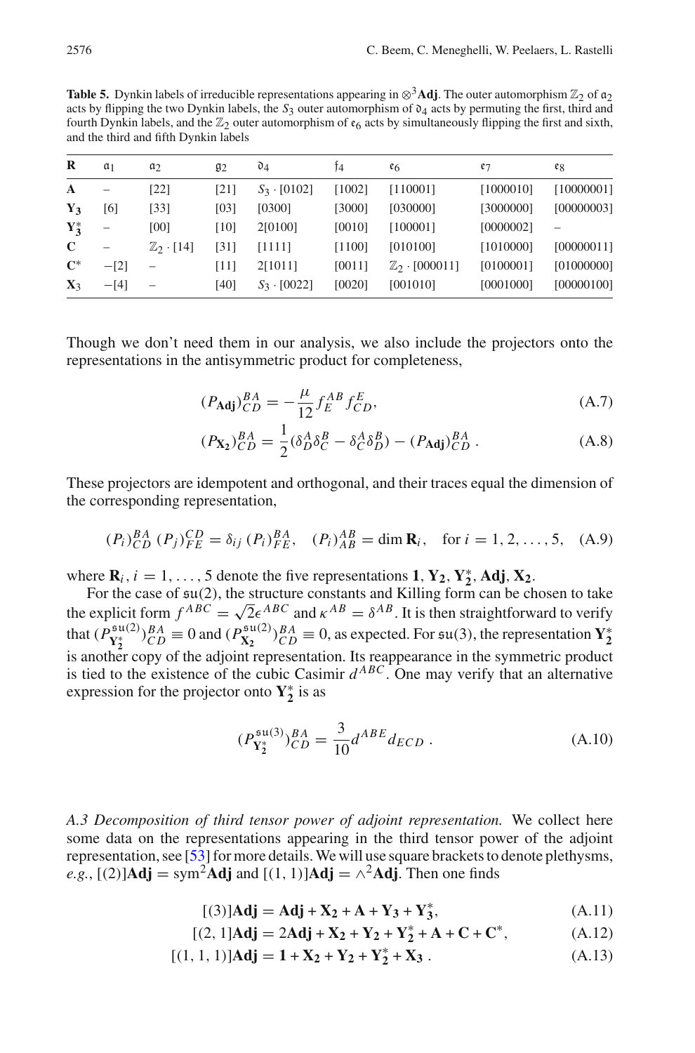**Table 5.** Dynkin labels of irreducible representations appearing in $\otimes^3 \mathbf{Adj}$. The outer automorphism $\mathbb{Z}_2$ of $\mathfrak{a}_2$ acts by flipping the two Dynkin labels, the $S_3$ outer automorphism of $\mathfrak{d}_4$ acts by permuting the first, third and fourth Dynkin labels, and the $\mathbb{Z}_2$ outer automorphism of $\mathfrak{e}_6$ acts by simultaneously flipping the first and sixth, and the third and fifth Dynkin labels

| **R** | $\mathfrak{a}_1$ | $\mathfrak{a}_2$ | $\mathfrak{g}_2$ | $\mathfrak{d}_4$ | $\mathfrak{f}_4$ | $\mathfrak{e}_6$ | $\mathfrak{e}_7$ | $\mathfrak{e}_8$ |
|---|---|---|---|---|---|---|---|---|
| $\mathbf{A}$ | – | [22] | [21] | $S_3 \cdot$ [0102] | [1002] | [110001] | [1000010] | [10000001] |
| $\mathbf{Y_3}$ | [6] | [33] | [03] | [0300] | [3000] | [030000] | [3000000] | [00000003] |
| $\mathbf{Y_3^*}$ | – | [00] | [10] | 2[0100] | [0010] | [100001] | [0000002] | – |
| $\mathbf{C}$ | – | $\mathbb{Z}_2 \cdot$ [14] | [31] | [1111] | [1100] | [010100] | [1010000] | [00000011] |
| $\mathbf{C}^*$ | $-$[2] | – | [11] | 2[1011] | [0011] | $\mathbb{Z}_2 \cdot$ [000011] | [0100001] | [01000000] |
| $\mathbf{X}_3$ | $-$[4] | – | [40] | $S_3 \cdot$ [0022] | [0020] | [001010] | [0001000] | [00000100] |

Though we don't need them in our analysis, we also include the projectors onto the representations in the antisymmetric product for completeness,

$$(P_{\mathbf{Adj}})^{BA}_{CD} = -\frac{\mu}{12} f^{AB}_{E} f^{E}_{CD}, \tag{A.7}$$

$$(P_{\mathbf{X_2}})^{BA}_{CD} = \frac{1}{2}(\delta^A_D \delta^B_C - \delta^A_C \delta^B_D) - (P_{\mathbf{Adj}})^{BA}_{CD} \,. \tag{A.8}$$

These projectors are idempotent and orthogonal, and their traces equal the dimension of the corresponding representation,

$$(P_i)^{BA}_{CD}\,(P_j)^{CD}_{FE} = \delta_{ij}\,(P_i)^{BA}_{FE}, \quad (P_i)^{AB}_{AB} = \dim \mathbf{R}_i, \quad \text{for } i = 1, 2, \ldots, 5, \tag{A.9}$$

where $\mathbf{R}_i$, $i = 1, \ldots, 5$ denote the five representations $\mathbf{1}$, $\mathbf{Y_2}$, $\mathbf{Y_2^*}$, $\mathbf{Adj}$, $\mathbf{X_2}$.

For the case of $\mathfrak{su}(2)$, the structure constants and Killing form can be chosen to take the explicit form $f^{ABC} = \sqrt{2}\epsilon^{ABC}$ and $\kappa^{AB} = \delta^{AB}$. It is then straightforward to verify that $(P^{\mathfrak{su}(2)}_{\mathbf{Y_2^*}})^{BA}_{CD} \equiv 0$ and $(P^{\mathfrak{su}(2)}_{\mathbf{X_2}})^{BA}_{CD} \equiv 0$, as expected. For $\mathfrak{su}(3)$, the representation $\mathbf{Y_2^*}$ is another copy of the adjoint representation. Its reappearance in the symmetric product is tied to the existence of the cubic Casimir $d^{ABC}$. One may verify that an alternative expression for the projector onto $\mathbf{Y_2^*}$ is as

$$(P^{\mathfrak{su}(3)}_{\mathbf{Y_2^*}})^{BA}_{CD} = \frac{3}{10} d^{ABE} d_{ECD} \,. \tag{A.10}$$

*A.3 Decomposition of third tensor power of adjoint representation.* We collect here some data on the representations appearing in the third tensor power of the adjoint representation, see [53] for more details. We will use square brackets to denote plethysms, *e.g.*, $[(2)]\mathbf{Adj} = \mathrm{sym}^2\mathbf{Adj}$ and $[(1,1)]\mathbf{Adj} = \wedge^2\mathbf{Adj}$. Then one finds

$$[(3)]\mathbf{Adj} = \mathbf{Adj} + \mathbf{X_2} + \mathbf{A} + \mathbf{Y_3} + \mathbf{Y_3^*}, \tag{A.11}$$

$$[(2,1)]\mathbf{Adj} = 2\mathbf{Adj} + \mathbf{X_2} + \mathbf{Y_2} + \mathbf{Y_2^*} + \mathbf{A} + \mathbf{C} + \mathbf{C}^*, \tag{A.12}$$

$$[(1,1,1)]\mathbf{Adj} = \mathbf{1} + \mathbf{X_2} + \mathbf{Y_2} + \mathbf{Y_2^*} + \mathbf{X_3} \,. \tag{A.13}$$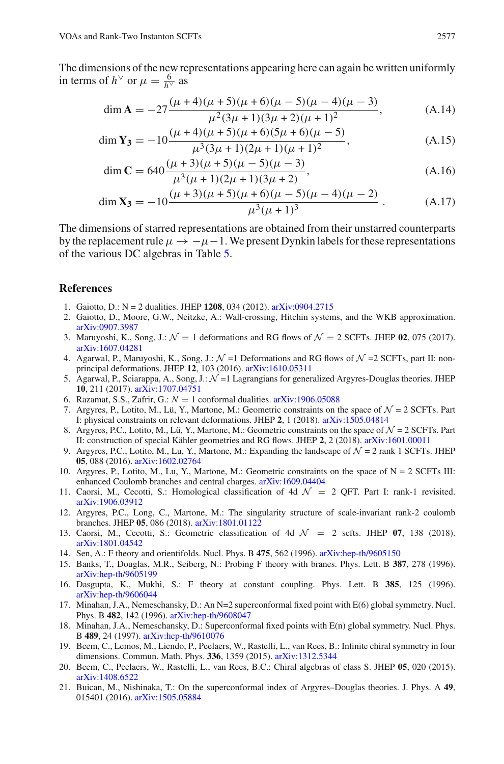The dimensions of the new representations appearing here can again be written uniformly in terms of $h^\vee$ or $\mu = \frac{6}{h^\vee}$ as

$$\dim \mathbf{A} = -27\frac{(\mu+4)(\mu+5)(\mu+6)(\mu-5)(\mu-4)(\mu-3)}{\mu^2(3\mu+1)(3\mu+2)(\mu+1)^2}, \tag{A.14}$$

$$\dim \mathbf{Y_3} = -10\frac{(\mu+4)(\mu+5)(\mu+6)(5\mu+6)(\mu-5)}{\mu^3(3\mu+1)(2\mu+1)(\mu+1)^2}, \tag{A.15}$$

$$\dim \mathbf{C} = 640\frac{(\mu+3)(\mu+5)(\mu-5)(\mu-3)}{\mu^3(\mu+1)(2\mu+1)(3\mu+2)}, \tag{A.16}$$

$$\dim \mathbf{X_3} = -10\frac{(\mu+3)(\mu+5)(\mu+6)(\mu-5)(\mu-4)(\mu-2)}{\mu^3(\mu+1)^3}. \tag{A.17}$$

The dimensions of starred representations are obtained from their unstarred counterparts by the replacement rule $\mu \to -\mu-1$. We present Dynkin labels for these representations of the various DC algebras in Table 5.

## References

1. Gaiotto, D.: N = 2 dualities. JHEP **1208**, 034 (2012). arXiv:0904.2715
2. Gaiotto, D., Moore, G.W., Neitzke, A.: Wall-crossing, Hitchin systems, and the WKB approximation. arXiv:0907.3987
3. Maruyoshi, K., Song, J.: $\mathcal{N}=1$ deformations and RG flows of $\mathcal{N}=2$ SCFTs. JHEP **02**, 075 (2017). arXiv:1607.04281
4. Agarwal, P., Maruyoshi, K., Song, J.: $\mathcal{N}$ =1 Deformations and RG flows of $\mathcal{N}$ =2 SCFTs, part II: non-principal deformations. JHEP **12**, 103 (2016). arXiv:1610.05311
5. Agarwal, P., Sciarappa, A., Song, J.: $\mathcal{N}$ =1 Lagrangians for generalized Argyres-Douglas theories. JHEP **10**, 211 (2017). arXiv:1707.04751
6. Razamat, S.S., Zafrir, G.: $N=1$ conformal dualities. arXiv:1906.05088
7. Argyres, P., Lotito, M., Lü, Y., Martone, M.: Geometric constraints on the space of $\mathcal{N}$ = 2 SCFTs. Part I: physical constraints on relevant deformations. JHEP **2**, 1 (2018). arXiv:1505.04814
8. Argyres, P.C., Lotito, M., Lü, Y., Martone, M.: Geometric constraints on the space of $\mathcal{N}$ = 2 SCFTs. Part II: construction of special Kähler geometries and RG flows. JHEP **2**, 2 (2018). arXiv:1601.00011
9. Argyres, P.C., Lotito, M., Lu, Y., Martone, M.: Expanding the landscape of $\mathcal{N}$ = 2 rank 1 SCFTs. JHEP **05**, 088 (2016). arXiv:1602.02764
10. Argyres, P., Lotito, M., Lu, Y., Martone, M.: Geometric constraints on the space of N = 2 SCFTs III: enhanced Coulomb branches and central charges. arXiv:1609.04404
11. Caorsi, M., Cecotti, S.: Homological classification of 4d $\mathcal{N}=2$ QFT. Part I: rank-1 revisited. arXiv:1906.03912
12. Argyres, P.C., Long, C., Martone, M.: The singularity structure of scale-invariant rank-2 coulomb branches. JHEP **05**, 086 (2018). arXiv:1801.01122
13. Caorsi, M., Cecotti, S.: Geometric classification of 4d $\mathcal{N}=2$ scfts. JHEP **07**, 138 (2018). arXiv:1801.04542
14. Sen, A.: F theory and orientifolds. Nucl. Phys. B **475**, 562 (1996). arXiv:hep-th/9605150
15. Banks, T., Douglas, M.R., Seiberg, N.: Probing F theory with branes. Phys. Lett. B **387**, 278 (1996). arXiv:hep-th/9605199
16. Dasgupta, K., Mukhi, S.: F theory at constant coupling. Phys. Lett. B **385**, 125 (1996). arXiv:hep-th/9606044
17. Minahan, J.A., Nemeschansky, D.: An N=2 superconformal fixed point with E(6) global symmetry. Nucl. Phys. B **482**, 142 (1996). arXiv:hep-th/9608047
18. Minahan, J.A., Nemeschansky, D.: Superconformal fixed points with E(n) global symmetry. Nucl. Phys. B **489**, 24 (1997). arXiv:hep-th/9610076
19. Beem, C., Lemos, M., Liendo, P., Peelaers, W., Rastelli, L., van Rees, B.: Infinite chiral symmetry in four dimensions. Commun. Math. Phys. **336**, 1359 (2015). arXiv:1312.5344
20. Beem, C., Peelaers, W., Rastelli, L., van Rees, B.C.: Chiral algebras of class S. JHEP **05**, 020 (2015). arXiv:1408.6522
21. Buican, M., Nishinaka, T.: On the superconformal index of Argyres–Douglas theories. J. Phys. A **49**, 015401 (2016). arXiv:1505.05884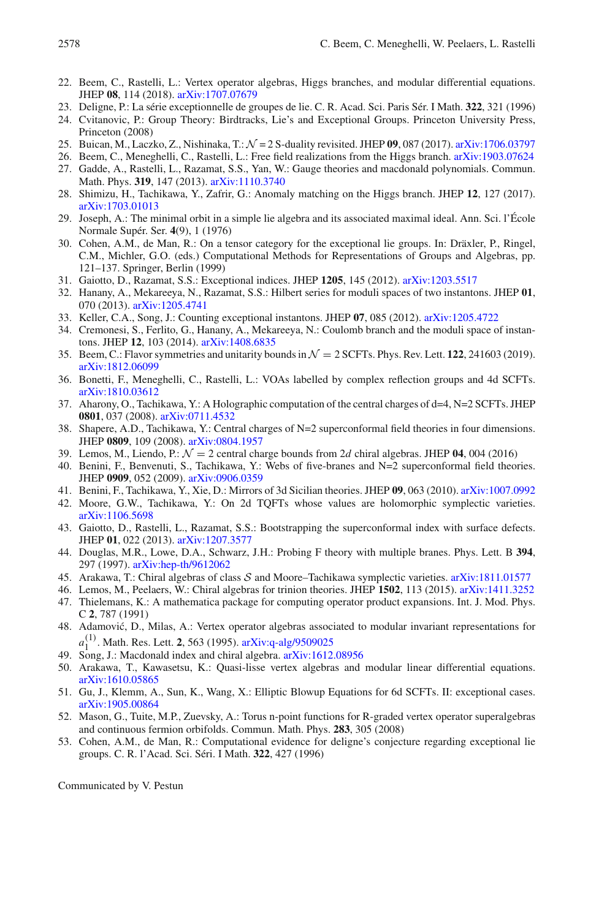22. Beem, C., Rastelli, L.: Vertex operator algebras, Higgs branches, and modular differential equations. JHEP **08**, 114 (2018). arXiv:1707.07679
23. Deligne, P.: La série exceptionnelle de groupes de lie. C. R. Acad. Sci. Paris Sér. I Math. **322**, 321 (1996)
24. Cvitanovic, P.: Group Theory: Birdtracks, Lie's and Exceptional Groups. Princeton University Press, Princeton (2008)
25. Buican, M., Laczko, Z., Nishinaka, T.: $\mathcal{N} = 2$ S-duality revisited. JHEP **09**, 087 (2017). arXiv:1706.03797
26. Beem, C., Meneghelli, C., Rastelli, L.: Free field realizations from the Higgs branch. arXiv:1903.07624
27. Gadde, A., Rastelli, L., Razamat, S.S., Yan, W.: Gauge theories and macdonald polynomials. Commun. Math. Phys. **319**, 147 (2013). arXiv:1110.3740
28. Shimizu, H., Tachikawa, Y., Zafrir, G.: Anomaly matching on the Higgs branch. JHEP **12**, 127 (2017). arXiv:1703.01013
29. Joseph, A.: The minimal orbit in a simple lie algebra and its associated maximal ideal. Ann. Sci. l'École Normale Supér. Ser. **4**(9), 1 (1976)
30. Cohen, A.M., de Man, R.: On a tensor category for the exceptional lie groups. In: Dräxler, P., Ringel, C.M., Michler, G.O. (eds.) Computational Methods for Representations of Groups and Algebras, pp. 121–137. Springer, Berlin (1999)
31. Gaiotto, D., Razamat, S.S.: Exceptional indices. JHEP **1205**, 145 (2012). arXiv:1203.5517
32. Hanany, A., Mekareeya, N., Razamat, S.S.: Hilbert series for moduli spaces of two instantons. JHEP **01**, 070 (2013). arXiv:1205.4741
33. Keller, C.A., Song, J.: Counting exceptional instantons. JHEP **07**, 085 (2012). arXiv:1205.4722
34. Cremonesi, S., Ferlito, G., Hanany, A., Mekareeya, N.: Coulomb branch and the moduli space of instantons. JHEP **12**, 103 (2014). arXiv:1408.6835
35. Beem, C.: Flavor symmetries and unitarity bounds in $\mathcal{N} = 2$ SCFTs. Phys. Rev. Lett. **122**, 241603 (2019). arXiv:1812.06099
36. Bonetti, F., Meneghelli, C., Rastelli, L.: VOAs labelled by complex reflection groups and 4d SCFTs. arXiv:1810.03612
37. Aharony, O., Tachikawa, Y.: A Holographic computation of the central charges of d=4, N=2 SCFTs. JHEP **0801**, 037 (2008). arXiv:0711.4532
38. Shapere, A.D., Tachikawa, Y.: Central charges of N=2 superconformal field theories in four dimensions. JHEP **0809**, 109 (2008). arXiv:0804.1957
39. Lemos, M., Liendo, P.: $\mathcal{N} = 2$ central charge bounds from 2$d$ chiral algebras. JHEP **04**, 004 (2016)
40. Benini, F., Benvenuti, S., Tachikawa, Y.: Webs of five-branes and N=2 superconformal field theories. JHEP **0909**, 052 (2009). arXiv:0906.0359
41. Benini, F., Tachikawa, Y., Xie, D.: Mirrors of 3d Sicilian theories. JHEP **09**, 063 (2010). arXiv:1007.0992
42. Moore, G.W., Tachikawa, Y.: On 2d TQFTs whose values are holomorphic symplectic varieties. arXiv:1106.5698
43. Gaiotto, D., Rastelli, L., Razamat, S.S.: Bootstrapping the superconformal index with surface defects. JHEP **01**, 022 (2013). arXiv:1207.3577
44. Douglas, M.R., Lowe, D.A., Schwarz, J.H.: Probing F theory with multiple branes. Phys. Lett. B **394**, 297 (1997). arXiv:hep-th/9612062
45. Arakawa, T.: Chiral algebras of class $\mathcal{S}$ and Moore–Tachikawa symplectic varieties. arXiv:1811.01577
46. Lemos, M., Peelaers, W.: Chiral algebras for trinion theories. JHEP **1502**, 113 (2015). arXiv:1411.3252
47. Thielemans, K.: A mathematica package for computing operator product expansions. Int. J. Mod. Phys. C **2**, 787 (1991)
48. Adamović, D., Milas, A.: Vertex operator algebras associated to modular invariant representations for $a_1^{(1)}$. Math. Res. Lett. **2**, 563 (1995). arXiv:q-alg/9509025
49. Song, J.: Macdonald index and chiral algebra. arXiv:1612.08956
50. Arakawa, T., Kawasetsu, K.: Quasi-lisse vertex algebras and modular linear differential equations. arXiv:1610.05865
51. Gu, J., Klemm, A., Sun, K., Wang, X.: Elliptic Blowup Equations for 6d SCFTs. II: exceptional cases. arXiv:1905.00864
52. Mason, G., Tuite, M.P., Zuevsky, A.: Torus n-point functions for R-graded vertex operator superalgebras and continuous fermion orbifolds. Commun. Math. Phys. **283**, 305 (2008)
53. Cohen, A.M., de Man, R.: Computational evidence for deligne's conjecture regarding exceptional lie groups. C. R. l'Acad. Sci. Séri. I Math. **322**, 427 (1996)

Communicated by V. Pestun